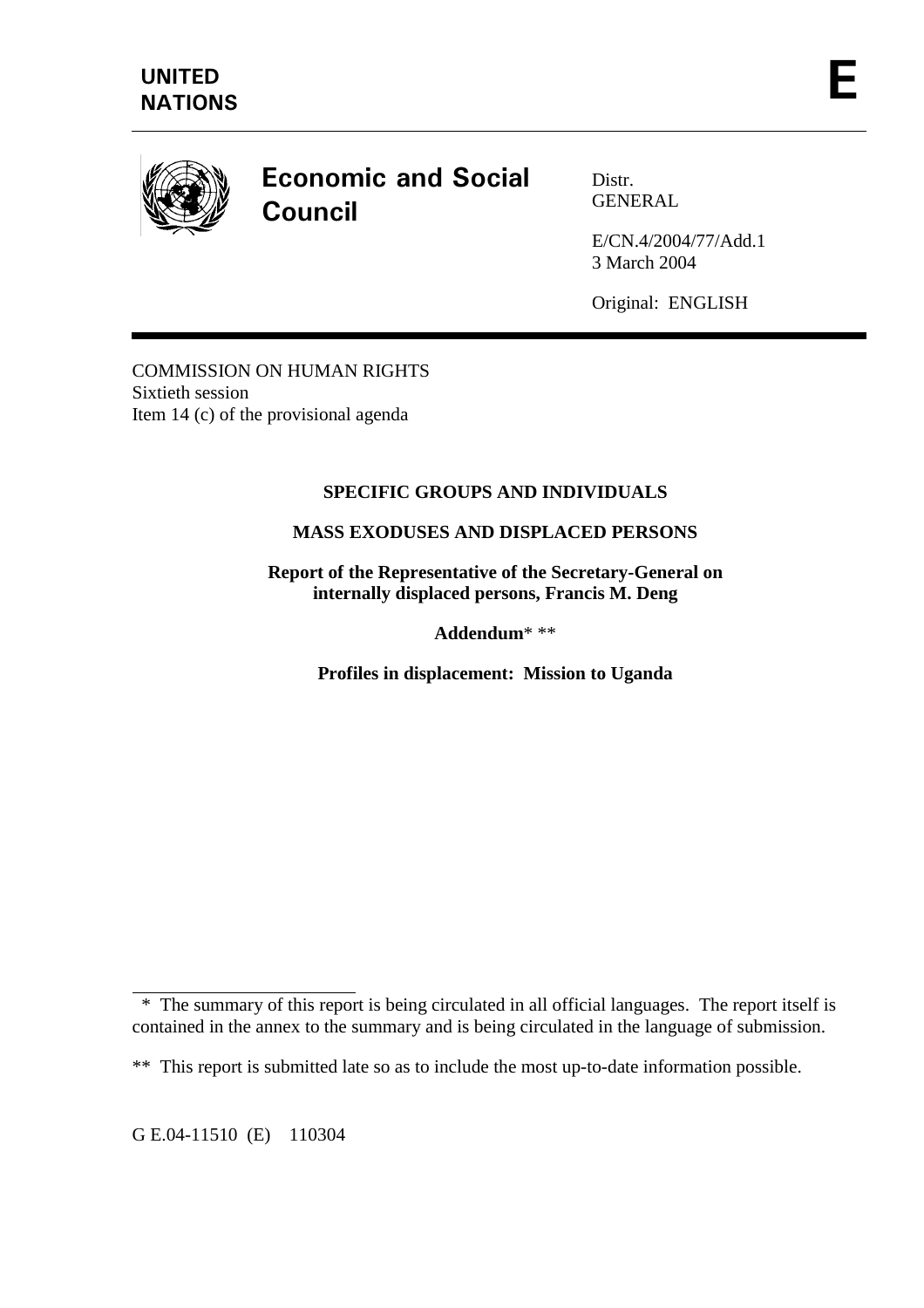**UNITED NATIONS**

**E**

# Economic and Social Council

Distr.
GENERAL

E/CN.4/2004/77/Add.1
3 March 2004

Original: ENGLISH

COMMISSION ON HUMAN RIGHTS
Sixtieth session
Item 14 (c) of the provisional agenda

**SPECIFIC GROUPS AND INDIVIDUALS**

**MASS EXODUSES AND DISPLACED PERSONS**

**Report of the Representative of the Secretary-General on internally displaced persons, Francis M. Deng**

**Addendum*** **

**Profiles in displacement: Mission to Uganda**

---

\* The summary of this report is being circulated in all official languages. The report itself is contained in the annex to the summary and is being circulated in the language of submission.

\*\* This report is submitted late so as to include the most up-to-date information possible.

G E.04-11510 (E) 110304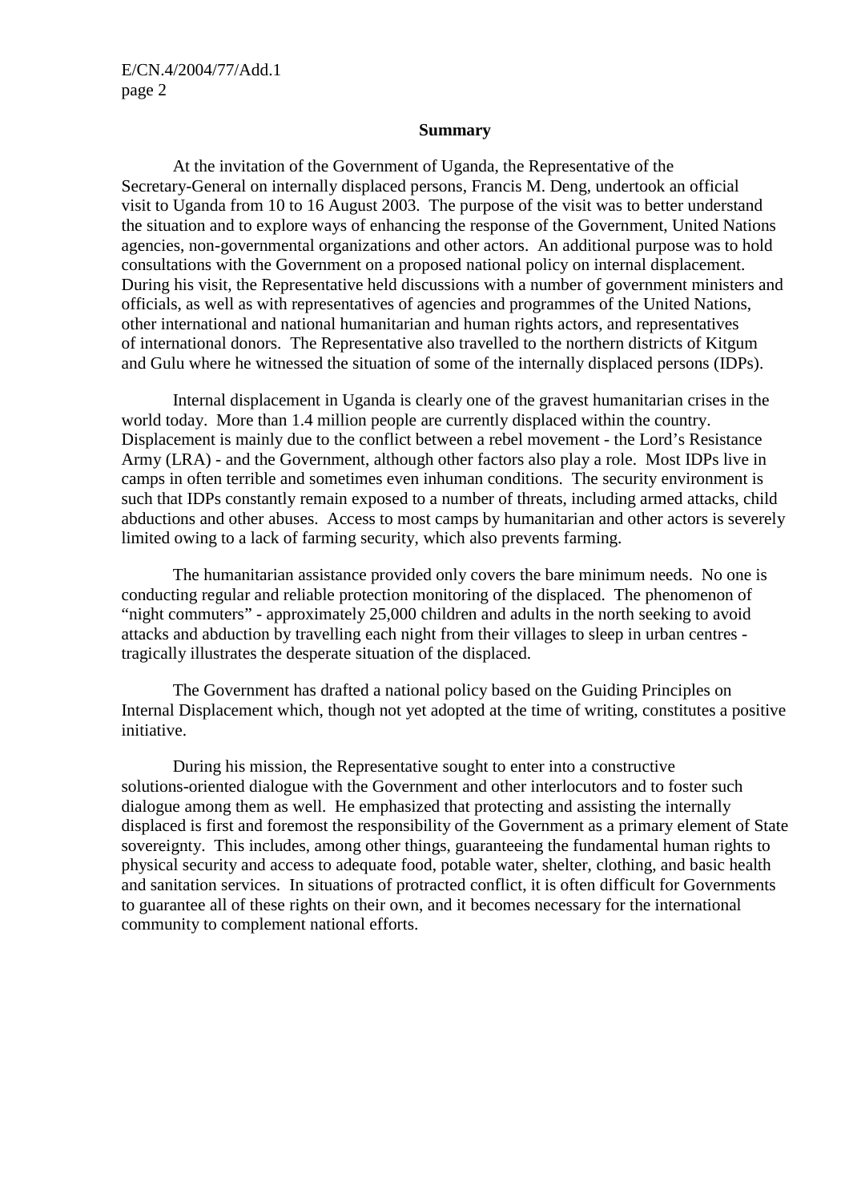**Summary**

At the invitation of the Government of Uganda, the Representative of the Secretary-General on internally displaced persons, Francis M. Deng, undertook an official visit to Uganda from 10 to 16 August 2003. The purpose of the visit was to better understand the situation and to explore ways of enhancing the response of the Government, United Nations agencies, non-governmental organizations and other actors. An additional purpose was to hold consultations with the Government on a proposed national policy on internal displacement. During his visit, the Representative held discussions with a number of government ministers and officials, as well as with representatives of agencies and programmes of the United Nations, other international and national humanitarian and human rights actors, and representatives of international donors. The Representative also travelled to the northern districts of Kitgum and Gulu where he witnessed the situation of some of the internally displaced persons (IDPs).

Internal displacement in Uganda is clearly one of the gravest humanitarian crises in the world today. More than 1.4 million people are currently displaced within the country. Displacement is mainly due to the conflict between a rebel movement - the Lord's Resistance Army (LRA) - and the Government, although other factors also play a role. Most IDPs live in camps in often terrible and sometimes even inhuman conditions. The security environment is such that IDPs constantly remain exposed to a number of threats, including armed attacks, child abductions and other abuses. Access to most camps by humanitarian and other actors is severely limited owing to a lack of farming security, which also prevents farming.

The humanitarian assistance provided only covers the bare minimum needs. No one is conducting regular and reliable protection monitoring of the displaced. The phenomenon of "night commuters" - approximately 25,000 children and adults in the north seeking to avoid attacks and abduction by travelling each night from their villages to sleep in urban centres - tragically illustrates the desperate situation of the displaced.

The Government has drafted a national policy based on the Guiding Principles on Internal Displacement which, though not yet adopted at the time of writing, constitutes a positive initiative.

During his mission, the Representative sought to enter into a constructive solutions-oriented dialogue with the Government and other interlocutors and to foster such dialogue among them as well. He emphasized that protecting and assisting the internally displaced is first and foremost the responsibility of the Government as a primary element of State sovereignty. This includes, among other things, guaranteeing the fundamental human rights to physical security and access to adequate food, potable water, shelter, clothing, and basic health and sanitation services. In situations of protracted conflict, it is often difficult for Governments to guarantee all of these rights on their own, and it becomes necessary for the international community to complement national efforts.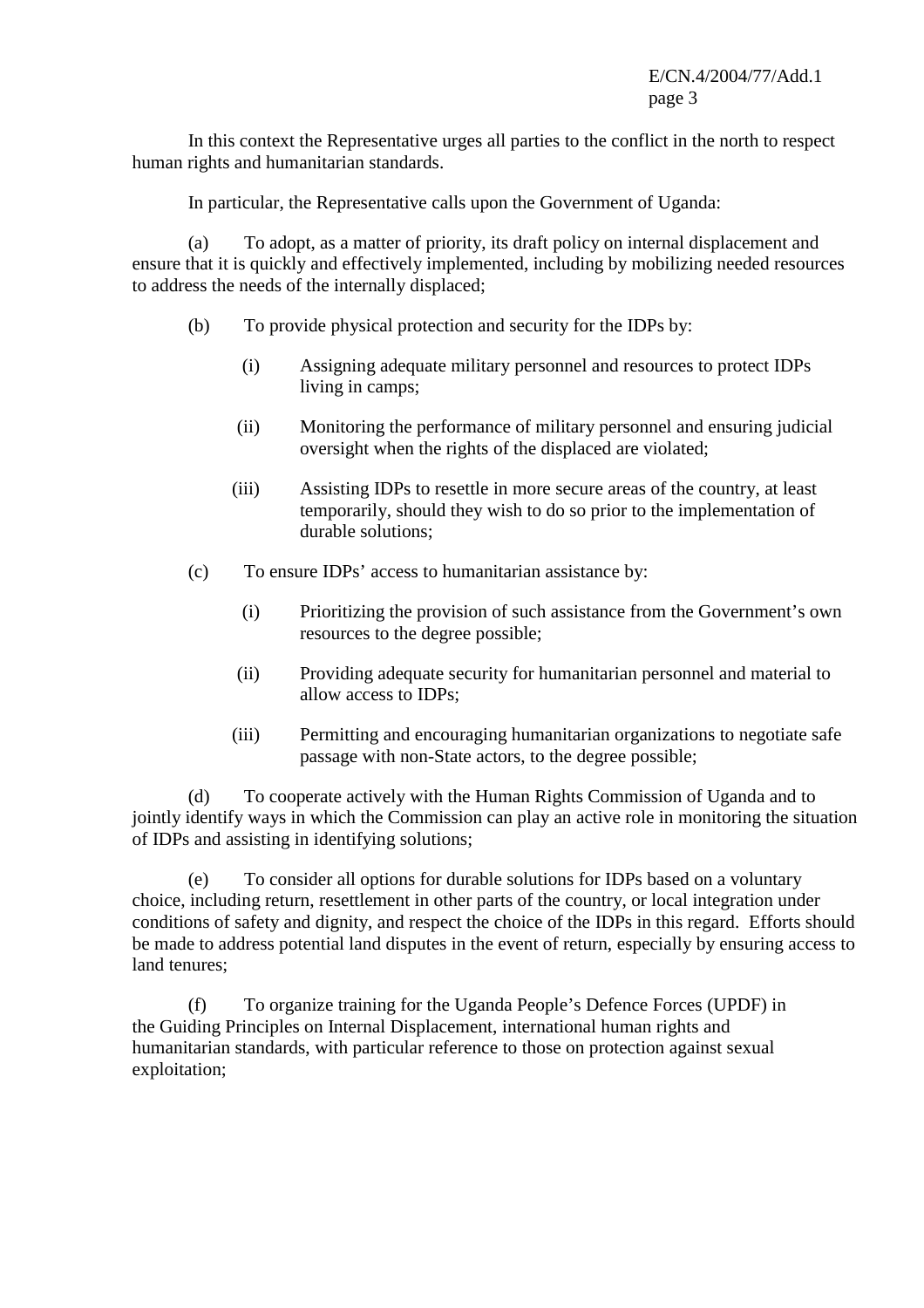In this context the Representative urges all parties to the conflict in the north to respect human rights and humanitarian standards.

In particular, the Representative calls upon the Government of Uganda:

(a) To adopt, as a matter of priority, its draft policy on internal displacement and ensure that it is quickly and effectively implemented, including by mobilizing needed resources to address the needs of the internally displaced;

(b) To provide physical protection and security for the IDPs by:

(i) Assigning adequate military personnel and resources to protect IDPs living in camps;

(ii) Monitoring the performance of military personnel and ensuring judicial oversight when the rights of the displaced are violated;

(iii) Assisting IDPs to resettle in more secure areas of the country, at least temporarily, should they wish to do so prior to the implementation of durable solutions;

(c) To ensure IDPs' access to humanitarian assistance by:

(i) Prioritizing the provision of such assistance from the Government's own resources to the degree possible;

(ii) Providing adequate security for humanitarian personnel and material to allow access to IDPs;

(iii) Permitting and encouraging humanitarian organizations to negotiate safe passage with non-State actors, to the degree possible;

(d) To cooperate actively with the Human Rights Commission of Uganda and to jointly identify ways in which the Commission can play an active role in monitoring the situation of IDPs and assisting in identifying solutions;

(e) To consider all options for durable solutions for IDPs based on a voluntary choice, including return, resettlement in other parts of the country, or local integration under conditions of safety and dignity, and respect the choice of the IDPs in this regard. Efforts should be made to address potential land disputes in the event of return, especially by ensuring access to land tenures;

(f) To organize training for the Uganda People's Defence Forces (UPDF) in the Guiding Principles on Internal Displacement, international human rights and humanitarian standards, with particular reference to those on protection against sexual exploitation;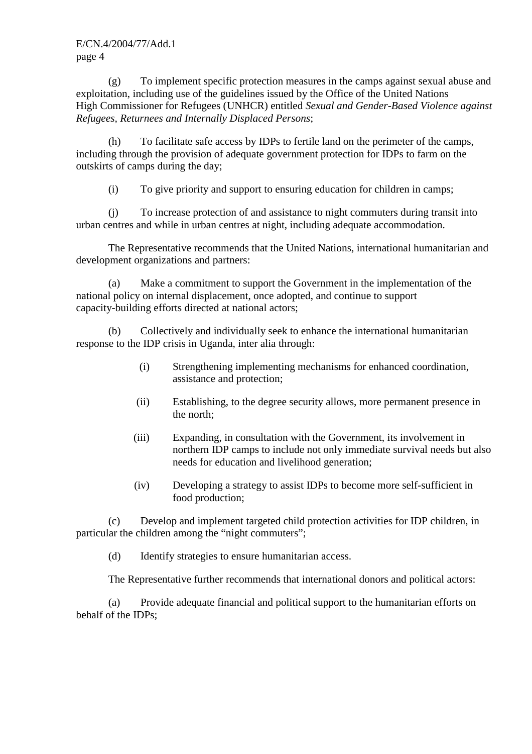(g) To implement specific protection measures in the camps against sexual abuse and exploitation, including use of the guidelines issued by the Office of the United Nations High Commissioner for Refugees (UNHCR) entitled *Sexual and Gender-Based Violence against Refugees, Returnees and Internally Displaced Persons*;

(h) To facilitate safe access by IDPs to fertile land on the perimeter of the camps, including through the provision of adequate government protection for IDPs to farm on the outskirts of camps during the day;

(i) To give priority and support to ensuring education for children in camps;

(j) To increase protection of and assistance to night commuters during transit into urban centres and while in urban centres at night, including adequate accommodation.

The Representative recommends that the United Nations, international humanitarian and development organizations and partners:

(a) Make a commitment to support the Government in the implementation of the national policy on internal displacement, once adopted, and continue to support capacity-building efforts directed at national actors;

(b) Collectively and individually seek to enhance the international humanitarian response to the IDP crisis in Uganda, inter alia through:

(i) Strengthening implementing mechanisms for enhanced coordination, assistance and protection;

(ii) Establishing, to the degree security allows, more permanent presence in the north;

(iii) Expanding, in consultation with the Government, its involvement in northern IDP camps to include not only immediate survival needs but also needs for education and livelihood generation;

(iv) Developing a strategy to assist IDPs to become more self-sufficient in food production;

(c) Develop and implement targeted child protection activities for IDP children, in particular the children among the "night commuters";

(d) Identify strategies to ensure humanitarian access.

The Representative further recommends that international donors and political actors:

(a) Provide adequate financial and political support to the humanitarian efforts on behalf of the IDPs;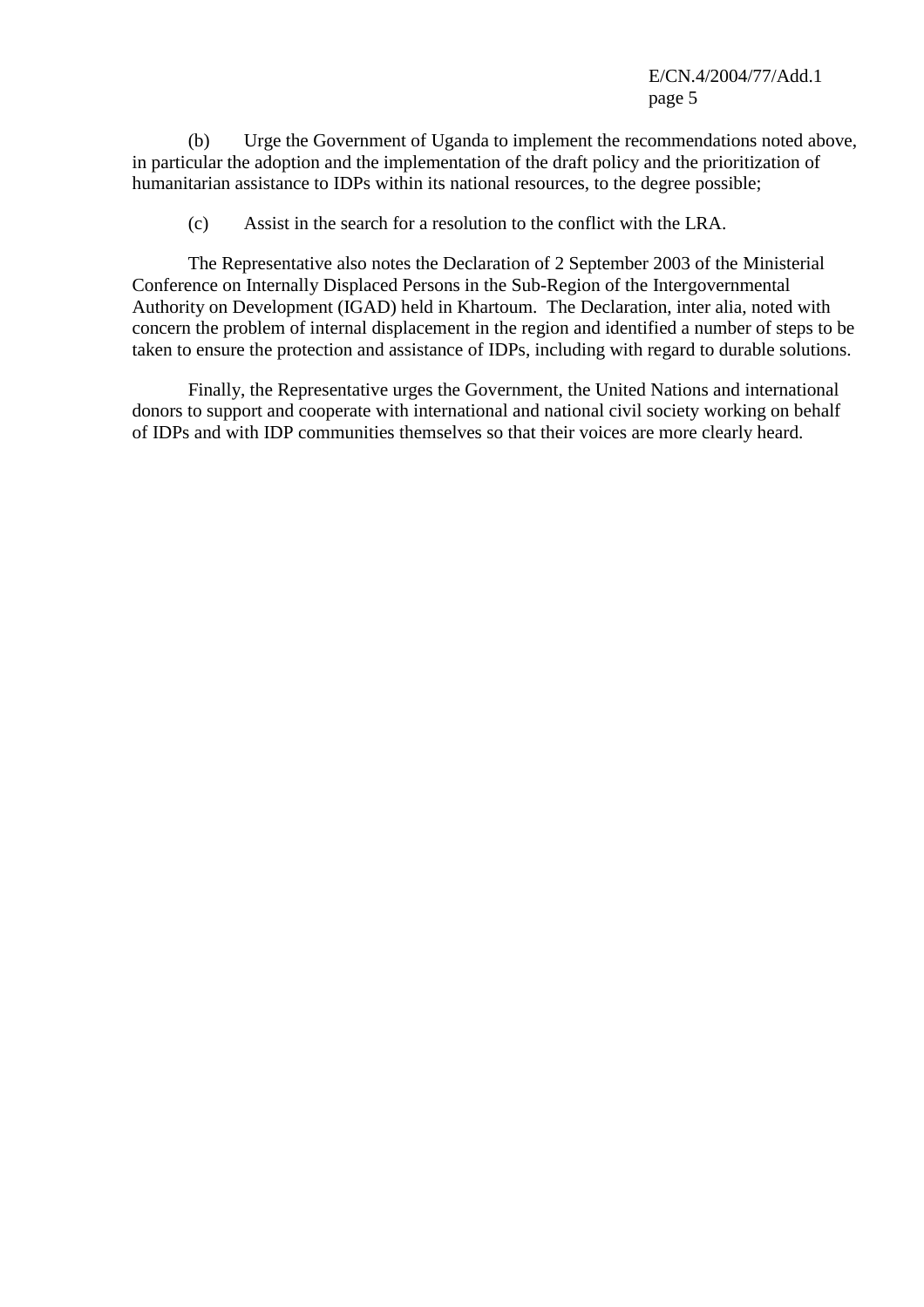(b) Urge the Government of Uganda to implement the recommendations noted above, in particular the adoption and the implementation of the draft policy and the prioritization of humanitarian assistance to IDPs within its national resources, to the degree possible;

(c) Assist in the search for a resolution to the conflict with the LRA.

The Representative also notes the Declaration of 2 September 2003 of the Ministerial Conference on Internally Displaced Persons in the Sub-Region of the Intergovernmental Authority on Development (IGAD) held in Khartoum. The Declaration, inter alia, noted with concern the problem of internal displacement in the region and identified a number of steps to be taken to ensure the protection and assistance of IDPs, including with regard to durable solutions.

Finally, the Representative urges the Government, the United Nations and international donors to support and cooperate with international and national civil society working on behalf of IDPs and with IDP communities themselves so that their voices are more clearly heard.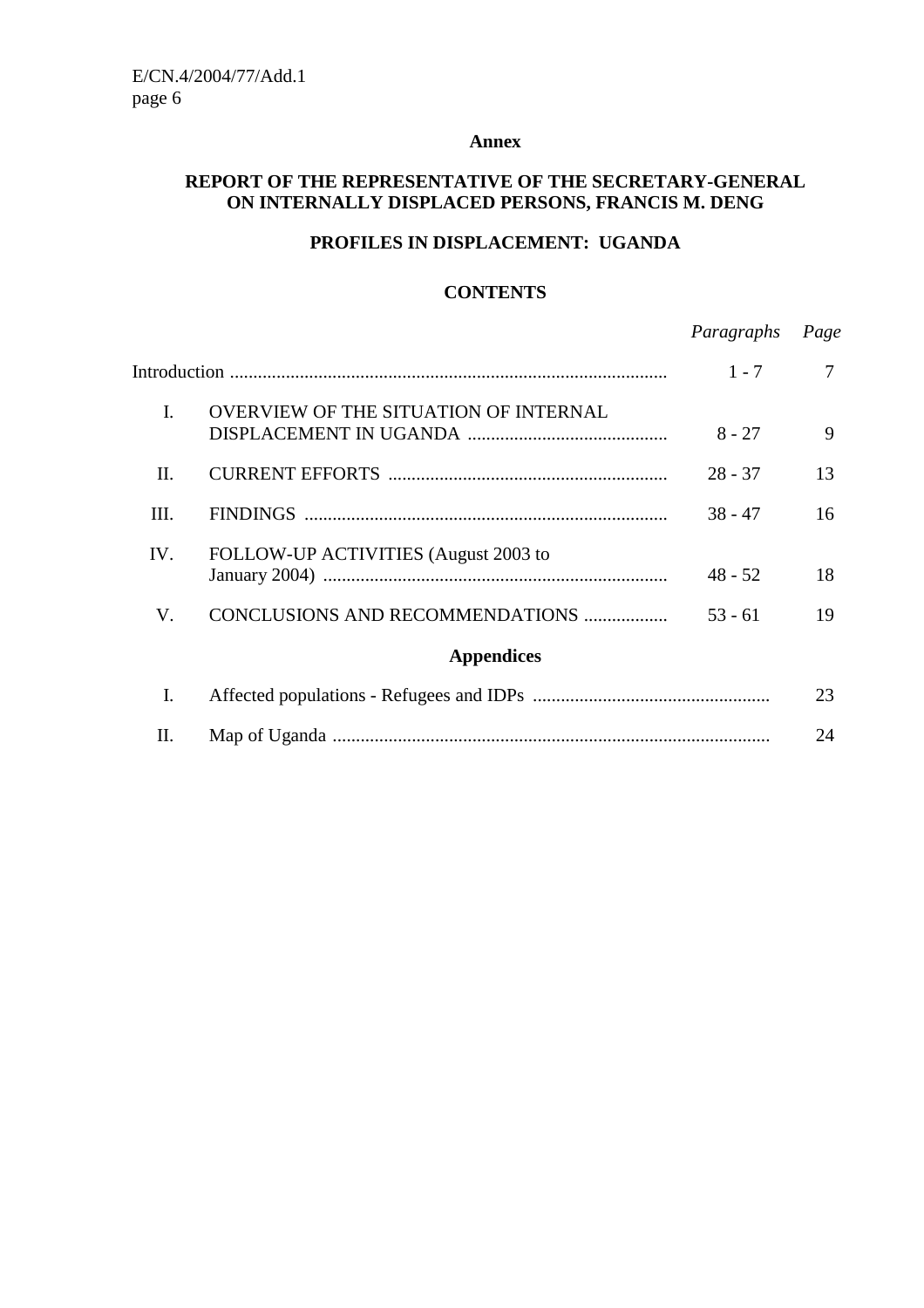**Annex**

# REPORT OF THE REPRESENTATIVE OF THE SECRETARY-GENERAL ON INTERNALLY DISPLACED PERSONS, FRANCIS M. DENG

## PROFILES IN DISPLACEMENT: UGANDA

### CONTENTS

| | | *Paragraphs* | *Page* |
|---|---|---|---|
| Introduction | | 1 - 7 | 7 |
| I. | OVERVIEW OF THE SITUATION OF INTERNAL DISPLACEMENT IN UGANDA | 8 - 27 | 9 |
| II. | CURRENT EFFORTS | 28 - 37 | 13 |
| III. | FINDINGS | 38 - 47 | 16 |
| IV. | FOLLOW-UP ACTIVITIES (August 2003 to January 2004) | 48 - 52 | 18 |
| V. | CONCLUSIONS AND RECOMMENDATIONS | 53 - 61 | 19 |

**Appendices**

| | | *Page* |
|---|---|---|
| I. | Affected populations - Refugees and IDPs | 23 |
| II. | Map of Uganda | 24 |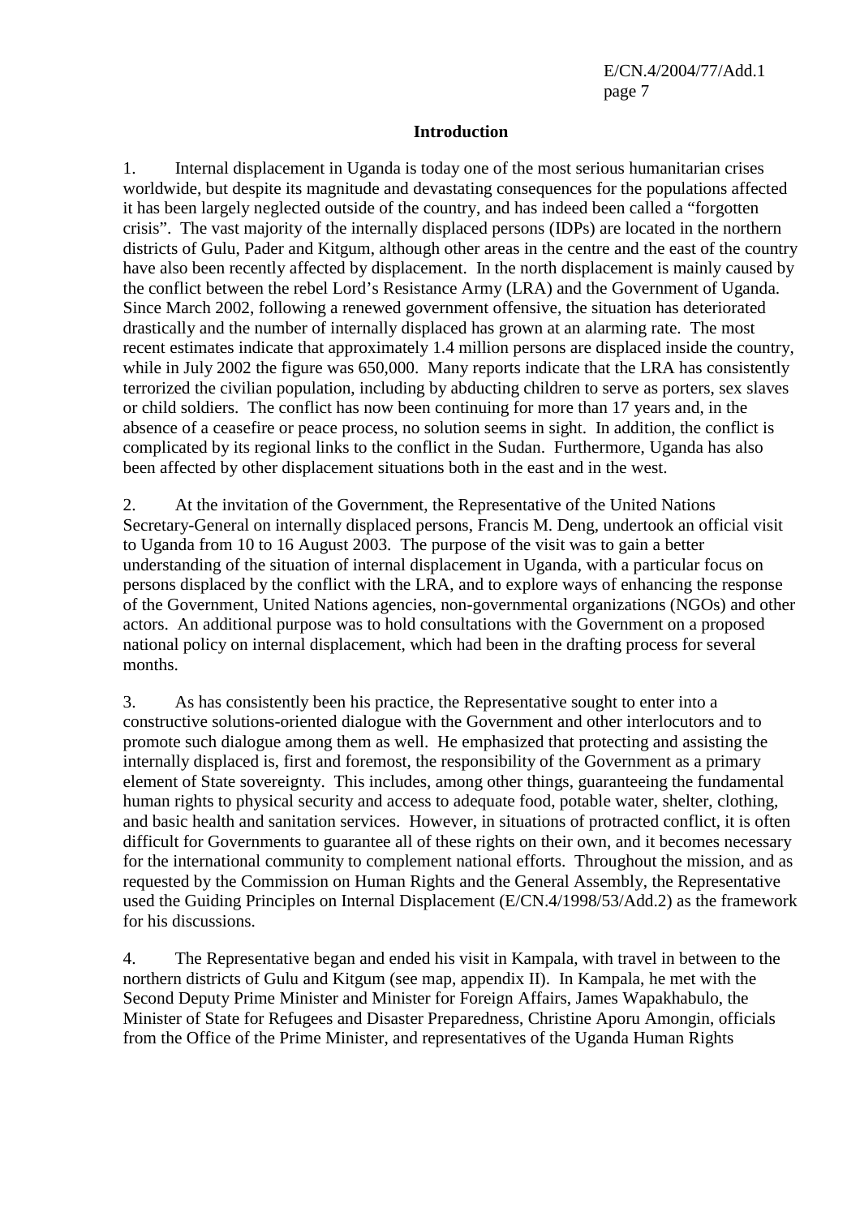## Introduction

1. Internal displacement in Uganda is today one of the most serious humanitarian crises worldwide, but despite its magnitude and devastating consequences for the populations affected it has been largely neglected outside of the country, and has indeed been called a "forgotten crisis". The vast majority of the internally displaced persons (IDPs) are located in the northern districts of Gulu, Pader and Kitgum, although other areas in the centre and the east of the country have also been recently affected by displacement. In the north displacement is mainly caused by the conflict between the rebel Lord's Resistance Army (LRA) and the Government of Uganda. Since March 2002, following a renewed government offensive, the situation has deteriorated drastically and the number of internally displaced has grown at an alarming rate. The most recent estimates indicate that approximately 1.4 million persons are displaced inside the country, while in July 2002 the figure was 650,000. Many reports indicate that the LRA has consistently terrorized the civilian population, including by abducting children to serve as porters, sex slaves or child soldiers. The conflict has now been continuing for more than 17 years and, in the absence of a ceasefire or peace process, no solution seems in sight. In addition, the conflict is complicated by its regional links to the conflict in the Sudan. Furthermore, Uganda has also been affected by other displacement situations both in the east and in the west.

2. At the invitation of the Government, the Representative of the United Nations Secretary-General on internally displaced persons, Francis M. Deng, undertook an official visit to Uganda from 10 to 16 August 2003. The purpose of the visit was to gain a better understanding of the situation of internal displacement in Uganda, with a particular focus on persons displaced by the conflict with the LRA, and to explore ways of enhancing the response of the Government, United Nations agencies, non-governmental organizations (NGOs) and other actors. An additional purpose was to hold consultations with the Government on a proposed national policy on internal displacement, which had been in the drafting process for several months.

3. As has consistently been his practice, the Representative sought to enter into a constructive solutions-oriented dialogue with the Government and other interlocutors and to promote such dialogue among them as well. He emphasized that protecting and assisting the internally displaced is, first and foremost, the responsibility of the Government as a primary element of State sovereignty. This includes, among other things, guaranteeing the fundamental human rights to physical security and access to adequate food, potable water, shelter, clothing, and basic health and sanitation services. However, in situations of protracted conflict, it is often difficult for Governments to guarantee all of these rights on their own, and it becomes necessary for the international community to complement national efforts. Throughout the mission, and as requested by the Commission on Human Rights and the General Assembly, the Representative used the Guiding Principles on Internal Displacement (E/CN.4/1998/53/Add.2) as the framework for his discussions.

4. The Representative began and ended his visit in Kampala, with travel in between to the northern districts of Gulu and Kitgum (see map, appendix II). In Kampala, he met with the Second Deputy Prime Minister and Minister for Foreign Affairs, James Wapakhabulo, the Minister of State for Refugees and Disaster Preparedness, Christine Aporu Amongin, officials from the Office of the Prime Minister, and representatives of the Uganda Human Rights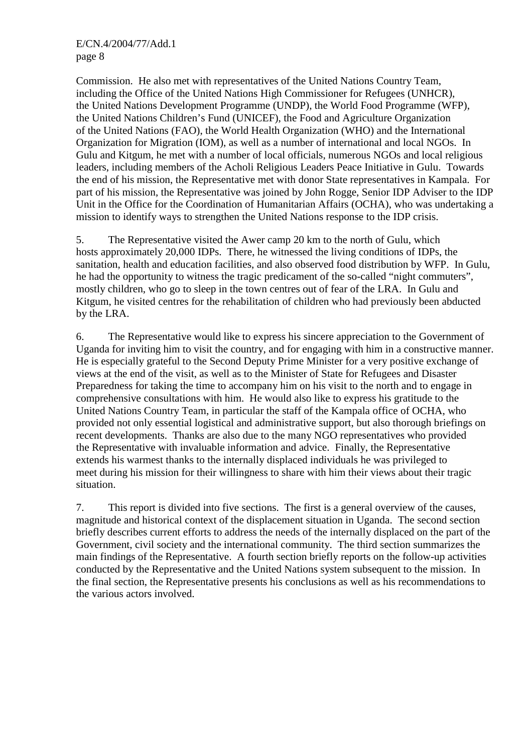Commission. He also met with representatives of the United Nations Country Team, including the Office of the United Nations High Commissioner for Refugees (UNHCR), the United Nations Development Programme (UNDP), the World Food Programme (WFP), the United Nations Children's Fund (UNICEF), the Food and Agriculture Organization of the United Nations (FAO), the World Health Organization (WHO) and the International Organization for Migration (IOM), as well as a number of international and local NGOs. In Gulu and Kitgum, he met with a number of local officials, numerous NGOs and local religious leaders, including members of the Acholi Religious Leaders Peace Initiative in Gulu. Towards the end of his mission, the Representative met with donor State representatives in Kampala. For part of his mission, the Representative was joined by John Rogge, Senior IDP Adviser to the IDP Unit in the Office for the Coordination of Humanitarian Affairs (OCHA), who was undertaking a mission to identify ways to strengthen the United Nations response to the IDP crisis.

5. The Representative visited the Awer camp 20 km to the north of Gulu, which hosts approximately 20,000 IDPs. There, he witnessed the living conditions of IDPs, the sanitation, health and education facilities, and also observed food distribution by WFP. In Gulu, he had the opportunity to witness the tragic predicament of the so-called "night commuters", mostly children, who go to sleep in the town centres out of fear of the LRA. In Gulu and Kitgum, he visited centres for the rehabilitation of children who had previously been abducted by the LRA.

6. The Representative would like to express his sincere appreciation to the Government of Uganda for inviting him to visit the country, and for engaging with him in a constructive manner. He is especially grateful to the Second Deputy Prime Minister for a very positive exchange of views at the end of the visit, as well as to the Minister of State for Refugees and Disaster Preparedness for taking the time to accompany him on his visit to the north and to engage in comprehensive consultations with him. He would also like to express his gratitude to the United Nations Country Team, in particular the staff of the Kampala office of OCHA, who provided not only essential logistical and administrative support, but also thorough briefings on recent developments. Thanks are also due to the many NGO representatives who provided the Representative with invaluable information and advice. Finally, the Representative extends his warmest thanks to the internally displaced individuals he was privileged to meet during his mission for their willingness to share with him their views about their tragic situation.

7. This report is divided into five sections. The first is a general overview of the causes, magnitude and historical context of the displacement situation in Uganda. The second section briefly describes current efforts to address the needs of the internally displaced on the part of the Government, civil society and the international community. The third section summarizes the main findings of the Representative. A fourth section briefly reports on the follow-up activities conducted by the Representative and the United Nations system subsequent to the mission. In the final section, the Representative presents his conclusions as well as his recommendations to the various actors involved.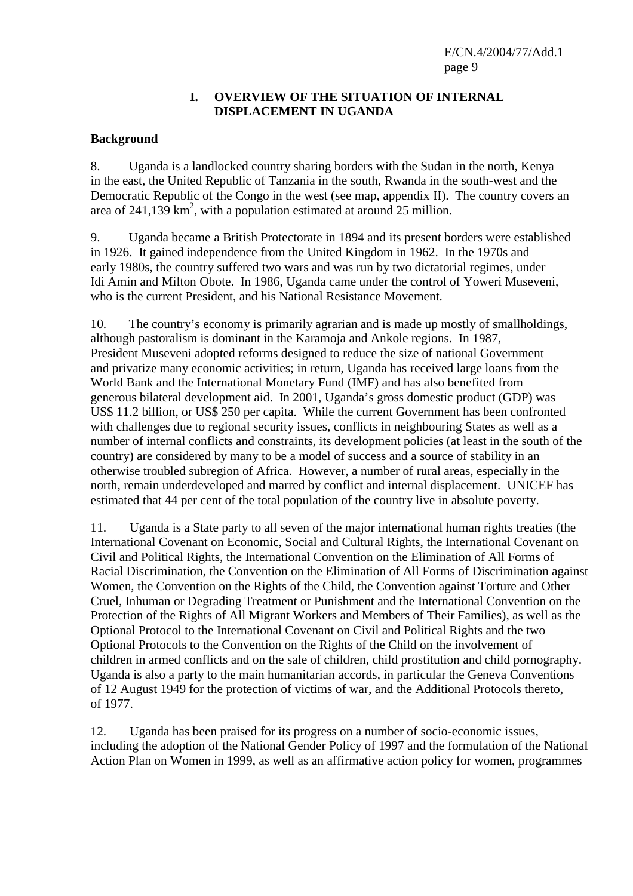# I. OVERVIEW OF THE SITUATION OF INTERNAL DISPLACEMENT IN UGANDA

## Background

8. Uganda is a landlocked country sharing borders with the Sudan in the north, Kenya in the east, the United Republic of Tanzania in the south, Rwanda in the south-west and the Democratic Republic of the Congo in the west (see map, appendix II). The country covers an area of 241,139 $km^2$, with a population estimated at around 25 million.

9. Uganda became a British Protectorate in 1894 and its present borders were established in 1926. It gained independence from the United Kingdom in 1962. In the 1970s and early 1980s, the country suffered two wars and was run by two dictatorial regimes, under Idi Amin and Milton Obote. In 1986, Uganda came under the control of Yoweri Museveni, who is the current President, and his National Resistance Movement.

10. The country's economy is primarily agrarian and is made up mostly of smallholdings, although pastoralism is dominant in the Karamoja and Ankole regions. In 1987, President Museveni adopted reforms designed to reduce the size of national Government and privatize many economic activities; in return, Uganda has received large loans from the World Bank and the International Monetary Fund (IMF) and has also benefited from generous bilateral development aid. In 2001, Uganda's gross domestic product (GDP) was US$ 11.2 billion, or US$ 250 per capita. While the current Government has been confronted with challenges due to regional security issues, conflicts in neighbouring States as well as a number of internal conflicts and constraints, its development policies (at least in the south of the country) are considered by many to be a model of success and a source of stability in an otherwise troubled subregion of Africa. However, a number of rural areas, especially in the north, remain underdeveloped and marred by conflict and internal displacement. UNICEF has estimated that 44 per cent of the total population of the country live in absolute poverty.

11. Uganda is a State party to all seven of the major international human rights treaties (the International Covenant on Economic, Social and Cultural Rights, the International Covenant on Civil and Political Rights, the International Convention on the Elimination of All Forms of Racial Discrimination, the Convention on the Elimination of All Forms of Discrimination against Women, the Convention on the Rights of the Child, the Convention against Torture and Other Cruel, Inhuman or Degrading Treatment or Punishment and the International Convention on the Protection of the Rights of All Migrant Workers and Members of Their Families), as well as the Optional Protocol to the International Covenant on Civil and Political Rights and the two Optional Protocols to the Convention on the Rights of the Child on the involvement of children in armed conflicts and on the sale of children, child prostitution and child pornography. Uganda is also a party to the main humanitarian accords, in particular the Geneva Conventions of 12 August 1949 for the protection of victims of war, and the Additional Protocols thereto, of 1977.

12. Uganda has been praised for its progress on a number of socio-economic issues, including the adoption of the National Gender Policy of 1997 and the formulation of the National Action Plan on Women in 1999, as well as an affirmative action policy for women, programmes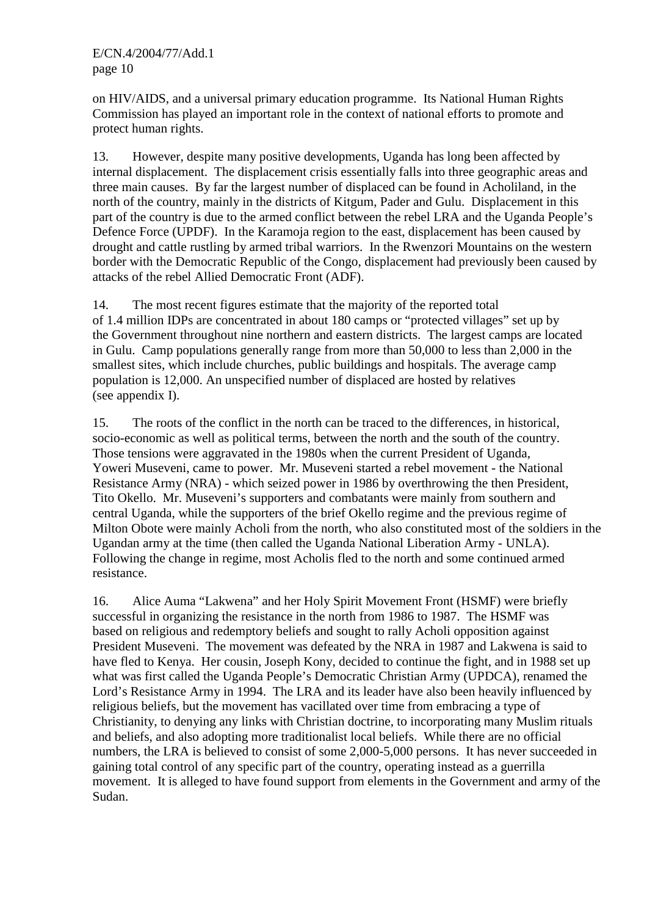on HIV/AIDS, and a universal primary education programme. Its National Human Rights Commission has played an important role in the context of national efforts to promote and protect human rights.

13. However, despite many positive developments, Uganda has long been affected by internal displacement. The displacement crisis essentially falls into three geographic areas and three main causes. By far the largest number of displaced can be found in Acholiland, in the north of the country, mainly in the districts of Kitgum, Pader and Gulu. Displacement in this part of the country is due to the armed conflict between the rebel LRA and the Uganda People's Defence Force (UPDF). In the Karamoja region to the east, displacement has been caused by drought and cattle rustling by armed tribal warriors. In the Rwenzori Mountains on the western border with the Democratic Republic of the Congo, displacement had previously been caused by attacks of the rebel Allied Democratic Front (ADF).

14. The most recent figures estimate that the majority of the reported total of 1.4 million IDPs are concentrated in about 180 camps or "protected villages" set up by the Government throughout nine northern and eastern districts. The largest camps are located in Gulu. Camp populations generally range from more than 50,000 to less than 2,000 in the smallest sites, which include churches, public buildings and hospitals. The average camp population is 12,000. An unspecified number of displaced are hosted by relatives (see appendix I).

15. The roots of the conflict in the north can be traced to the differences, in historical, socio-economic as well as political terms, between the north and the south of the country. Those tensions were aggravated in the 1980s when the current President of Uganda, Yoweri Museveni, came to power. Mr. Museveni started a rebel movement - the National Resistance Army (NRA) - which seized power in 1986 by overthrowing the then President, Tito Okello. Mr. Museveni's supporters and combatants were mainly from southern and central Uganda, while the supporters of the brief Okello regime and the previous regime of Milton Obote were mainly Acholi from the north, who also constituted most of the soldiers in the Ugandan army at the time (then called the Uganda National Liberation Army - UNLA). Following the change in regime, most Acholis fled to the north and some continued armed resistance.

16. Alice Auma "Lakwena" and her Holy Spirit Movement Front (HSMF) were briefly successful in organizing the resistance in the north from 1986 to 1987. The HSMF was based on religious and redemptory beliefs and sought to rally Acholi opposition against President Museveni. The movement was defeated by the NRA in 1987 and Lakwena is said to have fled to Kenya. Her cousin, Joseph Kony, decided to continue the fight, and in 1988 set up what was first called the Uganda People's Democratic Christian Army (UPDCA), renamed the Lord's Resistance Army in 1994. The LRA and its leader have also been heavily influenced by religious beliefs, but the movement has vacillated over time from embracing a type of Christianity, to denying any links with Christian doctrine, to incorporating many Muslim rituals and beliefs, and also adopting more traditionalist local beliefs. While there are no official numbers, the LRA is believed to consist of some 2,000-5,000 persons. It has never succeeded in gaining total control of any specific part of the country, operating instead as a guerrilla movement. It is alleged to have found support from elements in the Government and army of the Sudan.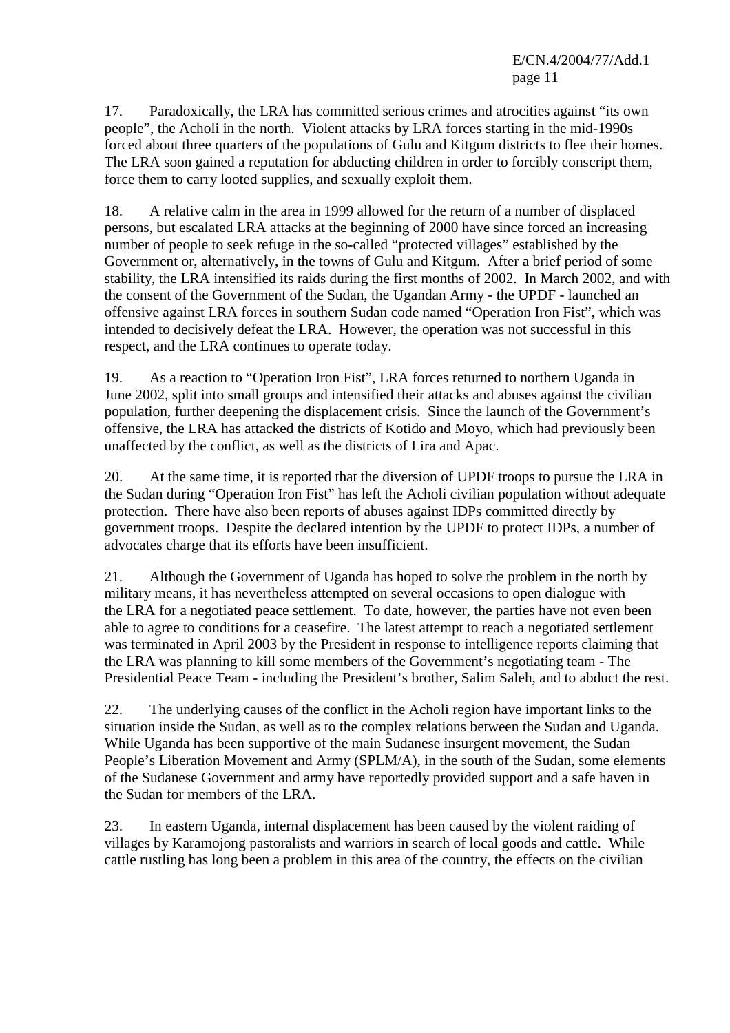17. Paradoxically, the LRA has committed serious crimes and atrocities against “its own people”, the Acholi in the north. Violent attacks by LRA forces starting in the mid-1990s forced about three quarters of the populations of Gulu and Kitgum districts to flee their homes. The LRA soon gained a reputation for abducting children in order to forcibly conscript them, force them to carry looted supplies, and sexually exploit them.

18. A relative calm in the area in 1999 allowed for the return of a number of displaced persons, but escalated LRA attacks at the beginning of 2000 have since forced an increasing number of people to seek refuge in the so-called “protected villages” established by the Government or, alternatively, in the towns of Gulu and Kitgum. After a brief period of some stability, the LRA intensified its raids during the first months of 2002. In March 2002, and with the consent of the Government of the Sudan, the Ugandan Army - the UPDF - launched an offensive against LRA forces in southern Sudan code named “Operation Iron Fist”, which was intended to decisively defeat the LRA. However, the operation was not successful in this respect, and the LRA continues to operate today.

19. As a reaction to “Operation Iron Fist”, LRA forces returned to northern Uganda in June 2002, split into small groups and intensified their attacks and abuses against the civilian population, further deepening the displacement crisis. Since the launch of the Government’s offensive, the LRA has attacked the districts of Kotido and Moyo, which had previously been unaffected by the conflict, as well as the districts of Lira and Apac.

20. At the same time, it is reported that the diversion of UPDF troops to pursue the LRA in the Sudan during “Operation Iron Fist” has left the Acholi civilian population without adequate protection. There have also been reports of abuses against IDPs committed directly by government troops. Despite the declared intention by the UPDF to protect IDPs, a number of advocates charge that its efforts have been insufficient.

21. Although the Government of Uganda has hoped to solve the problem in the north by military means, it has nevertheless attempted on several occasions to open dialogue with the LRA for a negotiated peace settlement. To date, however, the parties have not even been able to agree to conditions for a ceasefire. The latest attempt to reach a negotiated settlement was terminated in April 2003 by the President in response to intelligence reports claiming that the LRA was planning to kill some members of the Government’s negotiating team - The Presidential Peace Team - including the President’s brother, Salim Saleh, and to abduct the rest.

22. The underlying causes of the conflict in the Acholi region have important links to the situation inside the Sudan, as well as to the complex relations between the Sudan and Uganda. While Uganda has been supportive of the main Sudanese insurgent movement, the Sudan People’s Liberation Movement and Army (SPLM/A), in the south of the Sudan, some elements of the Sudanese Government and army have reportedly provided support and a safe haven in the Sudan for members of the LRA.

23. In eastern Uganda, internal displacement has been caused by the violent raiding of villages by Karamojong pastoralists and warriors in search of local goods and cattle. While cattle rustling has long been a problem in this area of the country, the effects on the civilian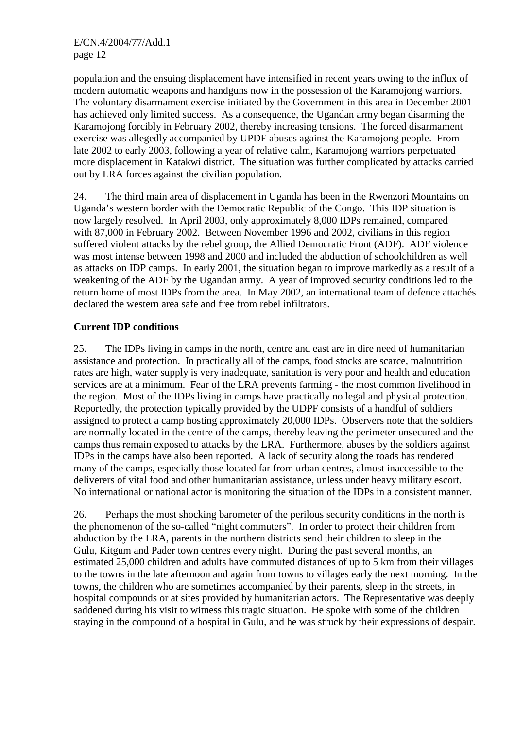population and the ensuing displacement have intensified in recent years owing to the influx of modern automatic weapons and handguns now in the possession of the Karamojong warriors. The voluntary disarmament exercise initiated by the Government in this area in December 2001 has achieved only limited success. As a consequence, the Ugandan army began disarming the Karamojong forcibly in February 2002, thereby increasing tensions. The forced disarmament exercise was allegedly accompanied by UPDF abuses against the Karamojong people. From late 2002 to early 2003, following a year of relative calm, Karamojong warriors perpetuated more displacement in Katakwi district. The situation was further complicated by attacks carried out by LRA forces against the civilian population.

24. The third main area of displacement in Uganda has been in the Rwenzori Mountains on Uganda's western border with the Democratic Republic of the Congo. This IDP situation is now largely resolved. In April 2003, only approximately 8,000 IDPs remained, compared with 87,000 in February 2002. Between November 1996 and 2002, civilians in this region suffered violent attacks by the rebel group, the Allied Democratic Front (ADF). ADF violence was most intense between 1998 and 2000 and included the abduction of schoolchildren as well as attacks on IDP camps. In early 2001, the situation began to improve markedly as a result of a weakening of the ADF by the Ugandan army. A year of improved security conditions led to the return home of most IDPs from the area. In May 2002, an international team of defence attachés declared the western area safe and free from rebel infiltrators.

**Current IDP conditions**

25. The IDPs living in camps in the north, centre and east are in dire need of humanitarian assistance and protection. In practically all of the camps, food stocks are scarce, malnutrition rates are high, water supply is very inadequate, sanitation is very poor and health and education services are at a minimum. Fear of the LRA prevents farming - the most common livelihood in the region. Most of the IDPs living in camps have practically no legal and physical protection. Reportedly, the protection typically provided by the UDPF consists of a handful of soldiers assigned to protect a camp hosting approximately 20,000 IDPs. Observers note that the soldiers are normally located in the centre of the camps, thereby leaving the perimeter unsecured and the camps thus remain exposed to attacks by the LRA. Furthermore, abuses by the soldiers against IDPs in the camps have also been reported. A lack of security along the roads has rendered many of the camps, especially those located far from urban centres, almost inaccessible to the deliverers of vital food and other humanitarian assistance, unless under heavy military escort. No international or national actor is monitoring the situation of the IDPs in a consistent manner.

26. Perhaps the most shocking barometer of the perilous security conditions in the north is the phenomenon of the so-called "night commuters". In order to protect their children from abduction by the LRA, parents in the northern districts send their children to sleep in the Gulu, Kitgum and Pader town centres every night. During the past several months, an estimated 25,000 children and adults have commuted distances of up to 5 km from their villages to the towns in the late afternoon and again from towns to villages early the next morning. In the towns, the children who are sometimes accompanied by their parents, sleep in the streets, in hospital compounds or at sites provided by humanitarian actors. The Representative was deeply saddened during his visit to witness this tragic situation. He spoke with some of the children staying in the compound of a hospital in Gulu, and he was struck by their expressions of despair.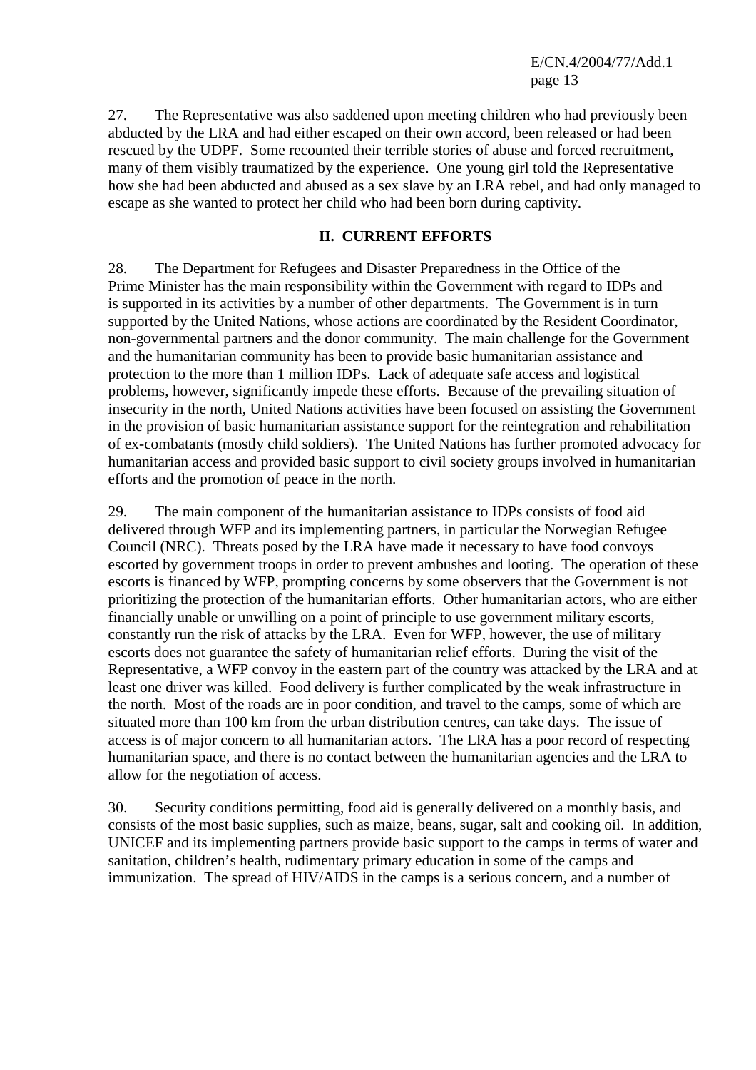27. The Representative was also saddened upon meeting children who had previously been abducted by the LRA and had either escaped on their own accord, been released or had been rescued by the UDPF. Some recounted their terrible stories of abuse and forced recruitment, many of them visibly traumatized by the experience. One young girl told the Representative how she had been abducted and abused as a sex slave by an LRA rebel, and had only managed to escape as she wanted to protect her child who had been born during captivity.

## II. CURRENT EFFORTS

28. The Department for Refugees and Disaster Preparedness in the Office of the Prime Minister has the main responsibility within the Government with regard to IDPs and is supported in its activities by a number of other departments. The Government is in turn supported by the United Nations, whose actions are coordinated by the Resident Coordinator, non-governmental partners and the donor community. The main challenge for the Government and the humanitarian community has been to provide basic humanitarian assistance and protection to the more than 1 million IDPs. Lack of adequate safe access and logistical problems, however, significantly impede these efforts. Because of the prevailing situation of insecurity in the north, United Nations activities have been focused on assisting the Government in the provision of basic humanitarian assistance support for the reintegration and rehabilitation of ex-combatants (mostly child soldiers). The United Nations has further promoted advocacy for humanitarian access and provided basic support to civil society groups involved in humanitarian efforts and the promotion of peace in the north.

29. The main component of the humanitarian assistance to IDPs consists of food aid delivered through WFP and its implementing partners, in particular the Norwegian Refugee Council (NRC). Threats posed by the LRA have made it necessary to have food convoys escorted by government troops in order to prevent ambushes and looting. The operation of these escorts is financed by WFP, prompting concerns by some observers that the Government is not prioritizing the protection of the humanitarian efforts. Other humanitarian actors, who are either financially unable or unwilling on a point of principle to use government military escorts, constantly run the risk of attacks by the LRA. Even for WFP, however, the use of military escorts does not guarantee the safety of humanitarian relief efforts. During the visit of the Representative, a WFP convoy in the eastern part of the country was attacked by the LRA and at least one driver was killed. Food delivery is further complicated by the weak infrastructure in the north. Most of the roads are in poor condition, and travel to the camps, some of which are situated more than 100 km from the urban distribution centres, can take days. The issue of access is of major concern to all humanitarian actors. The LRA has a poor record of respecting humanitarian space, and there is no contact between the humanitarian agencies and the LRA to allow for the negotiation of access.

30. Security conditions permitting, food aid is generally delivered on a monthly basis, and consists of the most basic supplies, such as maize, beans, sugar, salt and cooking oil. In addition, UNICEF and its implementing partners provide basic support to the camps in terms of water and sanitation, children's health, rudimentary primary education in some of the camps and immunization. The spread of HIV/AIDS in the camps is a serious concern, and a number of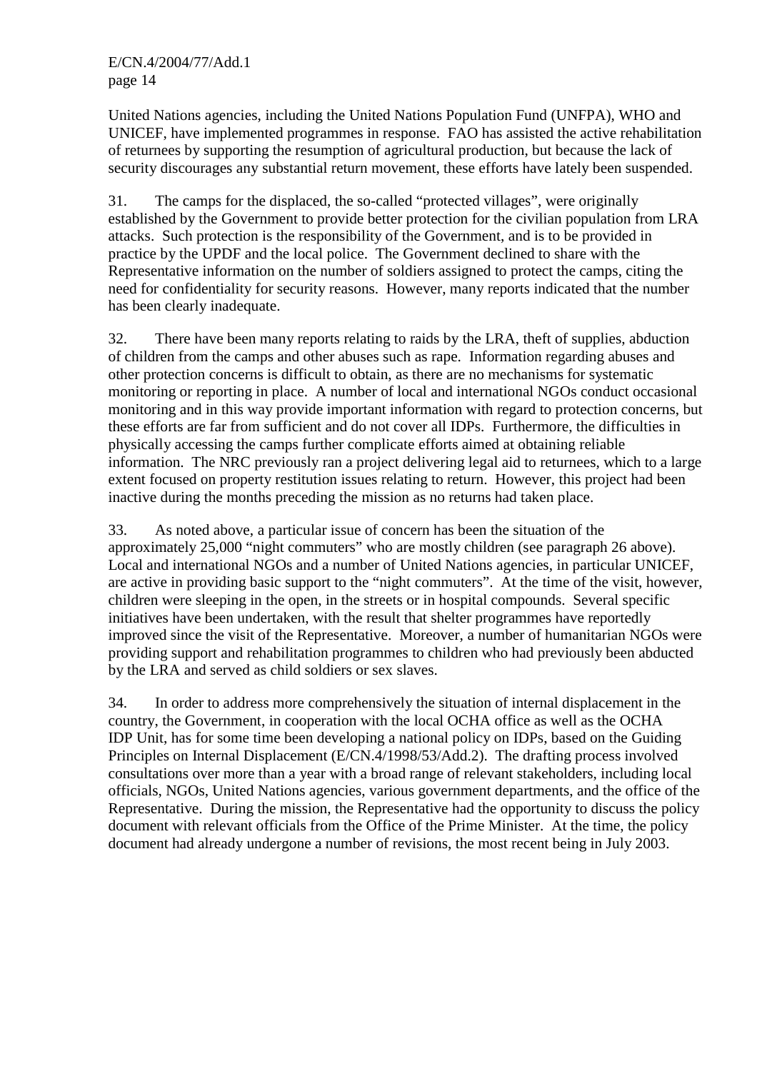United Nations agencies, including the United Nations Population Fund (UNFPA), WHO and UNICEF, have implemented programmes in response. FAO has assisted the active rehabilitation of returnees by supporting the resumption of agricultural production, but because the lack of security discourages any substantial return movement, these efforts have lately been suspended.

31. The camps for the displaced, the so-called "protected villages", were originally established by the Government to provide better protection for the civilian population from LRA attacks. Such protection is the responsibility of the Government, and is to be provided in practice by the UPDF and the local police. The Government declined to share with the Representative information on the number of soldiers assigned to protect the camps, citing the need for confidentiality for security reasons. However, many reports indicated that the number has been clearly inadequate.

32. There have been many reports relating to raids by the LRA, theft of supplies, abduction of children from the camps and other abuses such as rape. Information regarding abuses and other protection concerns is difficult to obtain, as there are no mechanisms for systematic monitoring or reporting in place. A number of local and international NGOs conduct occasional monitoring and in this way provide important information with regard to protection concerns, but these efforts are far from sufficient and do not cover all IDPs. Furthermore, the difficulties in physically accessing the camps further complicate efforts aimed at obtaining reliable information. The NRC previously ran a project delivering legal aid to returnees, which to a large extent focused on property restitution issues relating to return. However, this project had been inactive during the months preceding the mission as no returns had taken place.

33. As noted above, a particular issue of concern has been the situation of the approximately 25,000 "night commuters" who are mostly children (see paragraph 26 above). Local and international NGOs and a number of United Nations agencies, in particular UNICEF, are active in providing basic support to the "night commuters". At the time of the visit, however, children were sleeping in the open, in the streets or in hospital compounds. Several specific initiatives have been undertaken, with the result that shelter programmes have reportedly improved since the visit of the Representative. Moreover, a number of humanitarian NGOs were providing support and rehabilitation programmes to children who had previously been abducted by the LRA and served as child soldiers or sex slaves.

34. In order to address more comprehensively the situation of internal displacement in the country, the Government, in cooperation with the local OCHA office as well as the OCHA IDP Unit, has for some time been developing a national policy on IDPs, based on the Guiding Principles on Internal Displacement (E/CN.4/1998/53/Add.2). The drafting process involved consultations over more than a year with a broad range of relevant stakeholders, including local officials, NGOs, United Nations agencies, various government departments, and the office of the Representative. During the mission, the Representative had the opportunity to discuss the policy document with relevant officials from the Office of the Prime Minister. At the time, the policy document had already undergone a number of revisions, the most recent being in July 2003.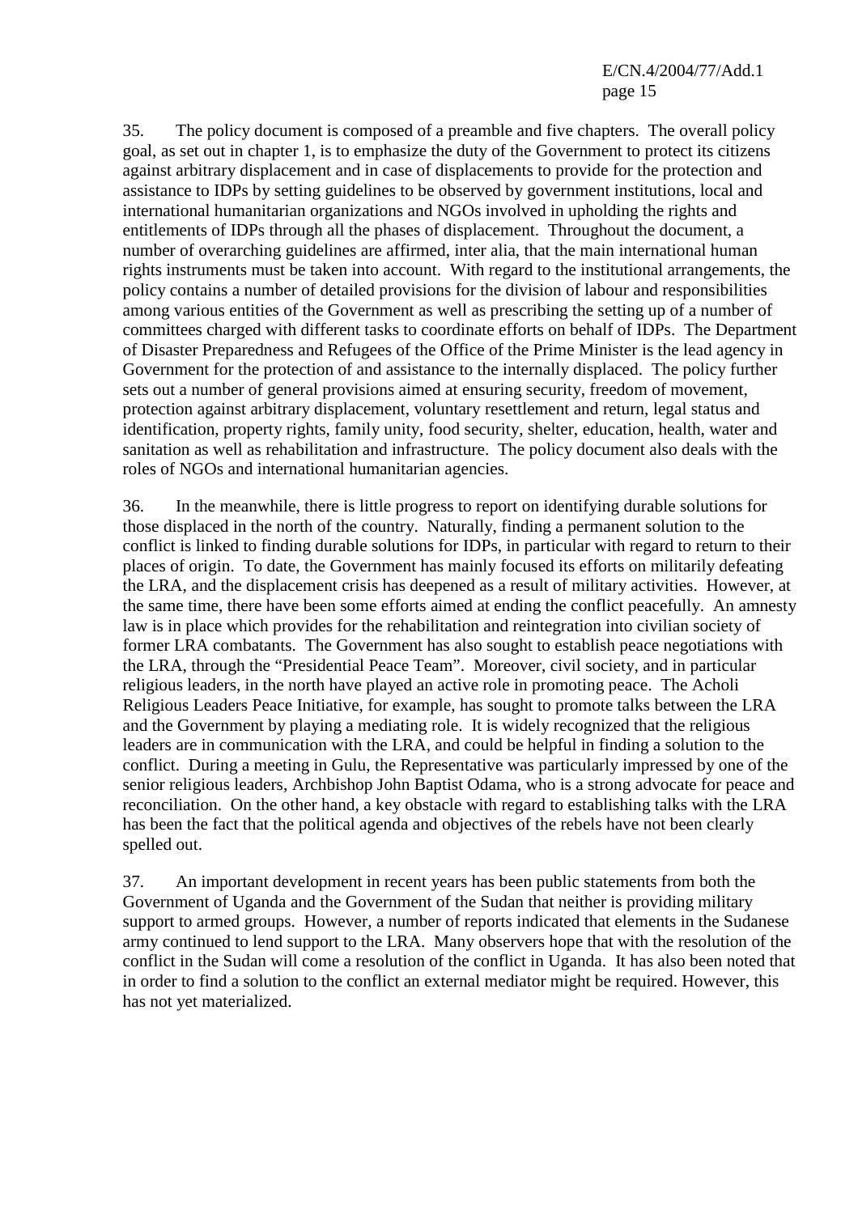35. The policy document is composed of a preamble and five chapters. The overall policy goal, as set out in chapter 1, is to emphasize the duty of the Government to protect its citizens against arbitrary displacement and in case of displacements to provide for the protection and assistance to IDPs by setting guidelines to be observed by government institutions, local and international humanitarian organizations and NGOs involved in upholding the rights and entitlements of IDPs through all the phases of displacement. Throughout the document, a number of overarching guidelines are affirmed, inter alia, that the main international human rights instruments must be taken into account. With regard to the institutional arrangements, the policy contains a number of detailed provisions for the division of labour and responsibilities among various entities of the Government as well as prescribing the setting up of a number of committees charged with different tasks to coordinate efforts on behalf of IDPs. The Department of Disaster Preparedness and Refugees of the Office of the Prime Minister is the lead agency in Government for the protection of and assistance to the internally displaced. The policy further sets out a number of general provisions aimed at ensuring security, freedom of movement, protection against arbitrary displacement, voluntary resettlement and return, legal status and identification, property rights, family unity, food security, shelter, education, health, water and sanitation as well as rehabilitation and infrastructure. The policy document also deals with the roles of NGOs and international humanitarian agencies.

36. In the meanwhile, there is little progress to report on identifying durable solutions for those displaced in the north of the country. Naturally, finding a permanent solution to the conflict is linked to finding durable solutions for IDPs, in particular with regard to return to their places of origin. To date, the Government has mainly focused its efforts on militarily defeating the LRA, and the displacement crisis has deepened as a result of military activities. However, at the same time, there have been some efforts aimed at ending the conflict peacefully. An amnesty law is in place which provides for the rehabilitation and reintegration into civilian society of former LRA combatants. The Government has also sought to establish peace negotiations with the LRA, through the "Presidential Peace Team". Moreover, civil society, and in particular religious leaders, in the north have played an active role in promoting peace. The Acholi Religious Leaders Peace Initiative, for example, has sought to promote talks between the LRA and the Government by playing a mediating role. It is widely recognized that the religious leaders are in communication with the LRA, and could be helpful in finding a solution to the conflict. During a meeting in Gulu, the Representative was particularly impressed by one of the senior religious leaders, Archbishop John Baptist Odama, who is a strong advocate for peace and reconciliation. On the other hand, a key obstacle with regard to establishing talks with the LRA has been the fact that the political agenda and objectives of the rebels have not been clearly spelled out.

37. An important development in recent years has been public statements from both the Government of Uganda and the Government of the Sudan that neither is providing military support to armed groups. However, a number of reports indicated that elements in the Sudanese army continued to lend support to the LRA. Many observers hope that with the resolution of the conflict in the Sudan will come a resolution of the conflict in Uganda. It has also been noted that in order to find a solution to the conflict an external mediator might be required. However, this has not yet materialized.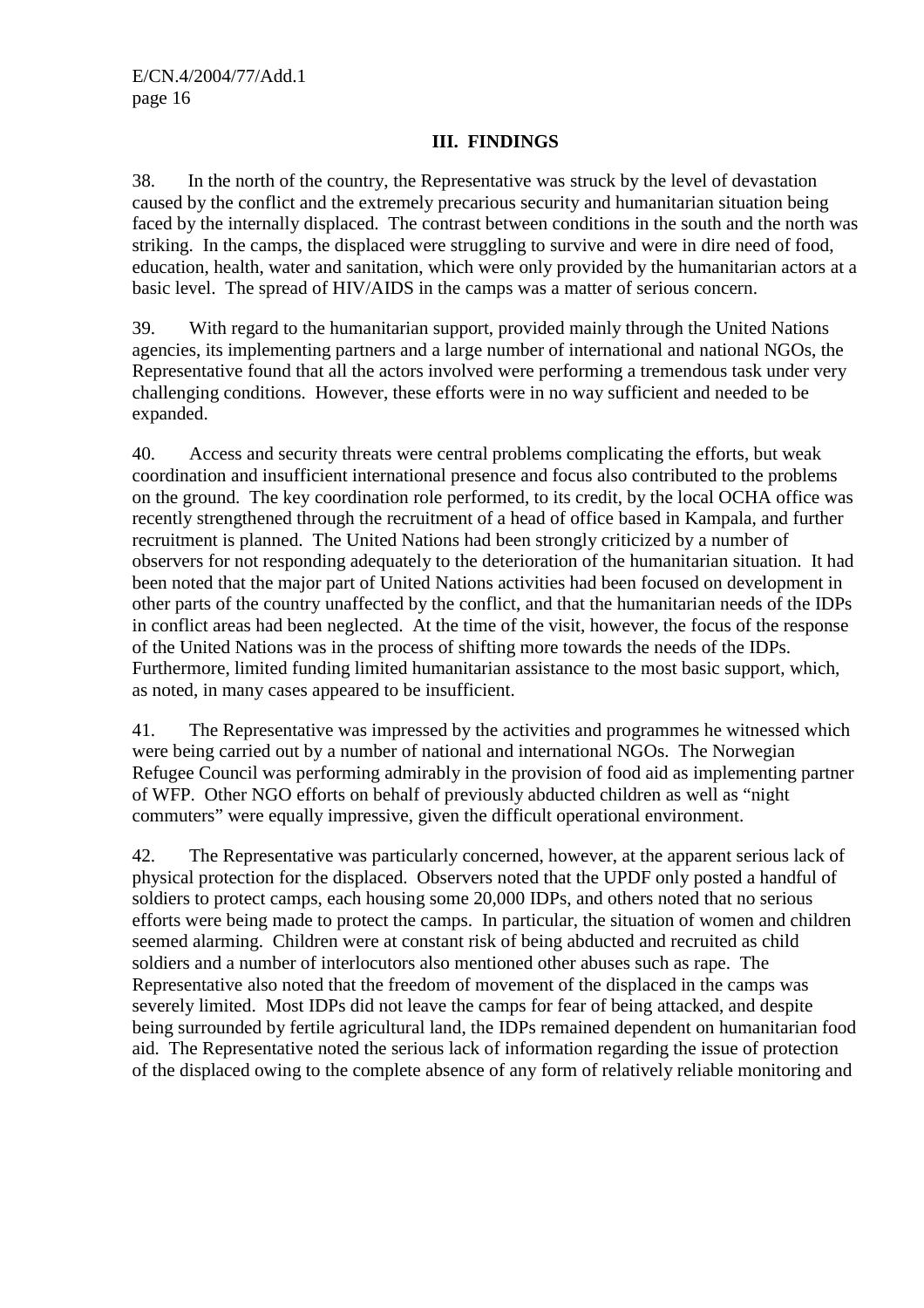## III. FINDINGS

38. In the north of the country, the Representative was struck by the level of devastation caused by the conflict and the extremely precarious security and humanitarian situation being faced by the internally displaced. The contrast between conditions in the south and the north was striking. In the camps, the displaced were struggling to survive and were in dire need of food, education, health, water and sanitation, which were only provided by the humanitarian actors at a basic level. The spread of HIV/AIDS in the camps was a matter of serious concern.

39. With regard to the humanitarian support, provided mainly through the United Nations agencies, its implementing partners and a large number of international and national NGOs, the Representative found that all the actors involved were performing a tremendous task under very challenging conditions. However, these efforts were in no way sufficient and needed to be expanded.

40. Access and security threats were central problems complicating the efforts, but weak coordination and insufficient international presence and focus also contributed to the problems on the ground. The key coordination role performed, to its credit, by the local OCHA office was recently strengthened through the recruitment of a head of office based in Kampala, and further recruitment is planned. The United Nations had been strongly criticized by a number of observers for not responding adequately to the deterioration of the humanitarian situation. It had been noted that the major part of United Nations activities had been focused on development in other parts of the country unaffected by the conflict, and that the humanitarian needs of the IDPs in conflict areas had been neglected. At the time of the visit, however, the focus of the response of the United Nations was in the process of shifting more towards the needs of the IDPs. Furthermore, limited funding limited humanitarian assistance to the most basic support, which, as noted, in many cases appeared to be insufficient.

41. The Representative was impressed by the activities and programmes he witnessed which were being carried out by a number of national and international NGOs. The Norwegian Refugee Council was performing admirably in the provision of food aid as implementing partner of WFP. Other NGO efforts on behalf of previously abducted children as well as "night commuters" were equally impressive, given the difficult operational environment.

42. The Representative was particularly concerned, however, at the apparent serious lack of physical protection for the displaced. Observers noted that the UPDF only posted a handful of soldiers to protect camps, each housing some 20,000 IDPs, and others noted that no serious efforts were being made to protect the camps. In particular, the situation of women and children seemed alarming. Children were at constant risk of being abducted and recruited as child soldiers and a number of interlocutors also mentioned other abuses such as rape. The Representative also noted that the freedom of movement of the displaced in the camps was severely limited. Most IDPs did not leave the camps for fear of being attacked, and despite being surrounded by fertile agricultural land, the IDPs remained dependent on humanitarian food aid. The Representative noted the serious lack of information regarding the issue of protection of the displaced owing to the complete absence of any form of relatively reliable monitoring and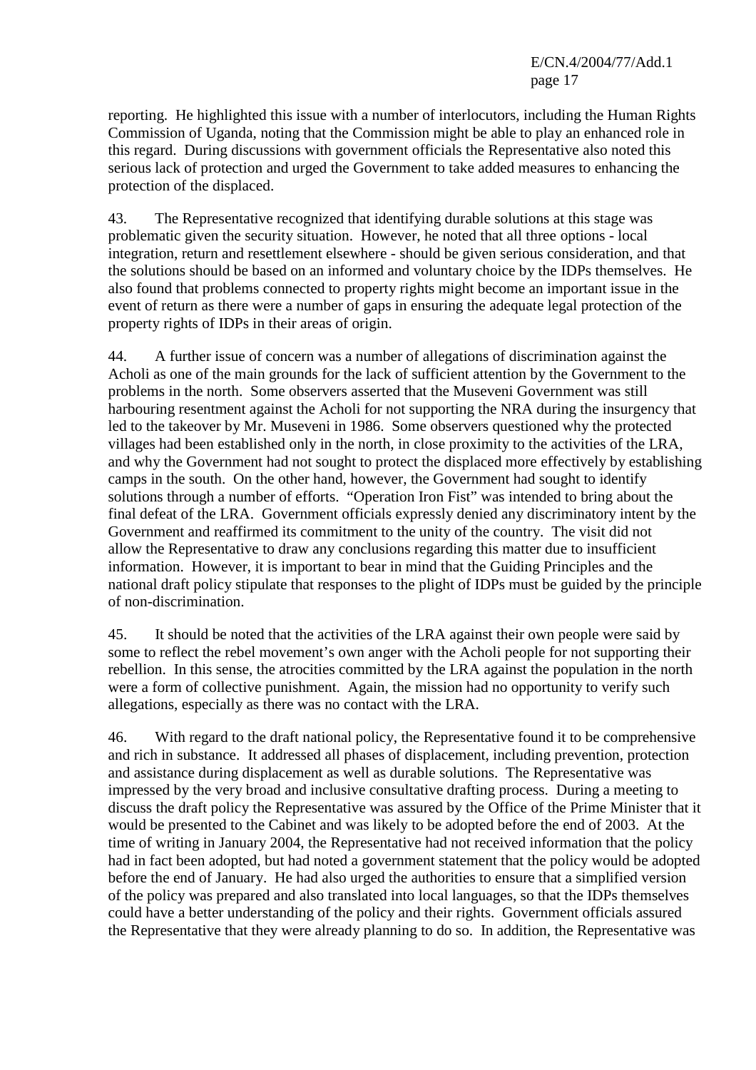reporting. He highlighted this issue with a number of interlocutors, including the Human Rights Commission of Uganda, noting that the Commission might be able to play an enhanced role in this regard. During discussions with government officials the Representative also noted this serious lack of protection and urged the Government to take added measures to enhancing the protection of the displaced.

43. The Representative recognized that identifying durable solutions at this stage was problematic given the security situation. However, he noted that all three options - local integration, return and resettlement elsewhere - should be given serious consideration, and that the solutions should be based on an informed and voluntary choice by the IDPs themselves. He also found that problems connected to property rights might become an important issue in the event of return as there were a number of gaps in ensuring the adequate legal protection of the property rights of IDPs in their areas of origin.

44. A further issue of concern was a number of allegations of discrimination against the Acholi as one of the main grounds for the lack of sufficient attention by the Government to the problems in the north. Some observers asserted that the Museveni Government was still harbouring resentment against the Acholi for not supporting the NRA during the insurgency that led to the takeover by Mr. Museveni in 1986. Some observers questioned why the protected villages had been established only in the north, in close proximity to the activities of the LRA, and why the Government had not sought to protect the displaced more effectively by establishing camps in the south. On the other hand, however, the Government had sought to identify solutions through a number of efforts. "Operation Iron Fist" was intended to bring about the final defeat of the LRA. Government officials expressly denied any discriminatory intent by the Government and reaffirmed its commitment to the unity of the country. The visit did not allow the Representative to draw any conclusions regarding this matter due to insufficient information. However, it is important to bear in mind that the Guiding Principles and the national draft policy stipulate that responses to the plight of IDPs must be guided by the principle of non-discrimination.

45. It should be noted that the activities of the LRA against their own people were said by some to reflect the rebel movement's own anger with the Acholi people for not supporting their rebellion. In this sense, the atrocities committed by the LRA against the population in the north were a form of collective punishment. Again, the mission had no opportunity to verify such allegations, especially as there was no contact with the LRA.

46. With regard to the draft national policy, the Representative found it to be comprehensive and rich in substance. It addressed all phases of displacement, including prevention, protection and assistance during displacement as well as durable solutions. The Representative was impressed by the very broad and inclusive consultative drafting process. During a meeting to discuss the draft policy the Representative was assured by the Office of the Prime Minister that it would be presented to the Cabinet and was likely to be adopted before the end of 2003. At the time of writing in January 2004, the Representative had not received information that the policy had in fact been adopted, but had noted a government statement that the policy would be adopted before the end of January. He had also urged the authorities to ensure that a simplified version of the policy was prepared and also translated into local languages, so that the IDPs themselves could have a better understanding of the policy and their rights. Government officials assured the Representative that they were already planning to do so. In addition, the Representative was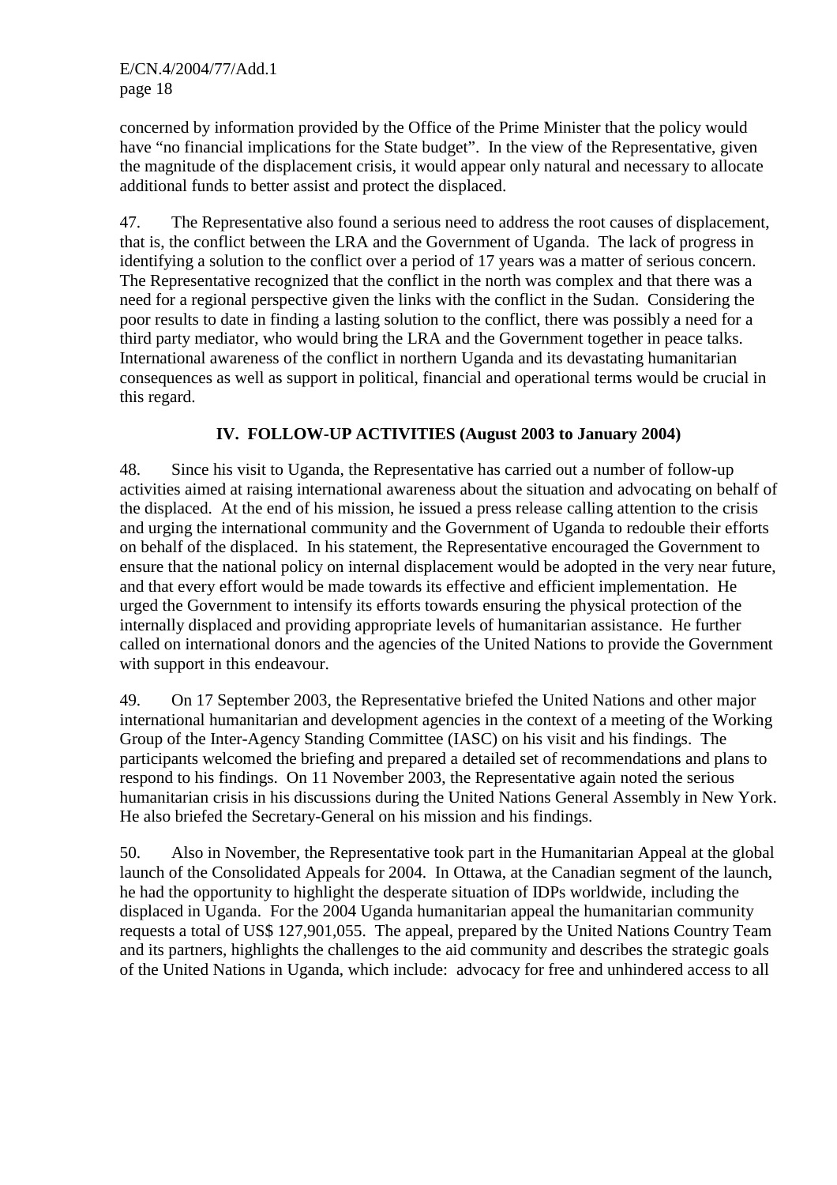concerned by information provided by the Office of the Prime Minister that the policy would have "no financial implications for the State budget". In the view of the Representative, given the magnitude of the displacement crisis, it would appear only natural and necessary to allocate additional funds to better assist and protect the displaced.

47. The Representative also found a serious need to address the root causes of displacement, that is, the conflict between the LRA and the Government of Uganda. The lack of progress in identifying a solution to the conflict over a period of 17 years was a matter of serious concern. The Representative recognized that the conflict in the north was complex and that there was a need for a regional perspective given the links with the conflict in the Sudan. Considering the poor results to date in finding a lasting solution to the conflict, there was possibly a need for a third party mediator, who would bring the LRA and the Government together in peace talks. International awareness of the conflict in northern Uganda and its devastating humanitarian consequences as well as support in political, financial and operational terms would be crucial in this regard.

## IV. FOLLOW-UP ACTIVITIES (August 2003 to January 2004)

48. Since his visit to Uganda, the Representative has carried out a number of follow-up activities aimed at raising international awareness about the situation and advocating on behalf of the displaced. At the end of his mission, he issued a press release calling attention to the crisis and urging the international community and the Government of Uganda to redouble their efforts on behalf of the displaced. In his statement, the Representative encouraged the Government to ensure that the national policy on internal displacement would be adopted in the very near future, and that every effort would be made towards its effective and efficient implementation. He urged the Government to intensify its efforts towards ensuring the physical protection of the internally displaced and providing appropriate levels of humanitarian assistance. He further called on international donors and the agencies of the United Nations to provide the Government with support in this endeavour.

49. On 17 September 2003, the Representative briefed the United Nations and other major international humanitarian and development agencies in the context of a meeting of the Working Group of the Inter-Agency Standing Committee (IASC) on his visit and his findings. The participants welcomed the briefing and prepared a detailed set of recommendations and plans to respond to his findings. On 11 November 2003, the Representative again noted the serious humanitarian crisis in his discussions during the United Nations General Assembly in New York. He also briefed the Secretary-General on his mission and his findings.

50. Also in November, the Representative took part in the Humanitarian Appeal at the global launch of the Consolidated Appeals for 2004. In Ottawa, at the Canadian segment of the launch, he had the opportunity to highlight the desperate situation of IDPs worldwide, including the displaced in Uganda. For the 2004 Uganda humanitarian appeal the humanitarian community requests a total of US$ 127,901,055. The appeal, prepared by the United Nations Country Team and its partners, highlights the challenges to the aid community and describes the strategic goals of the United Nations in Uganda, which include: advocacy for free and unhindered access to all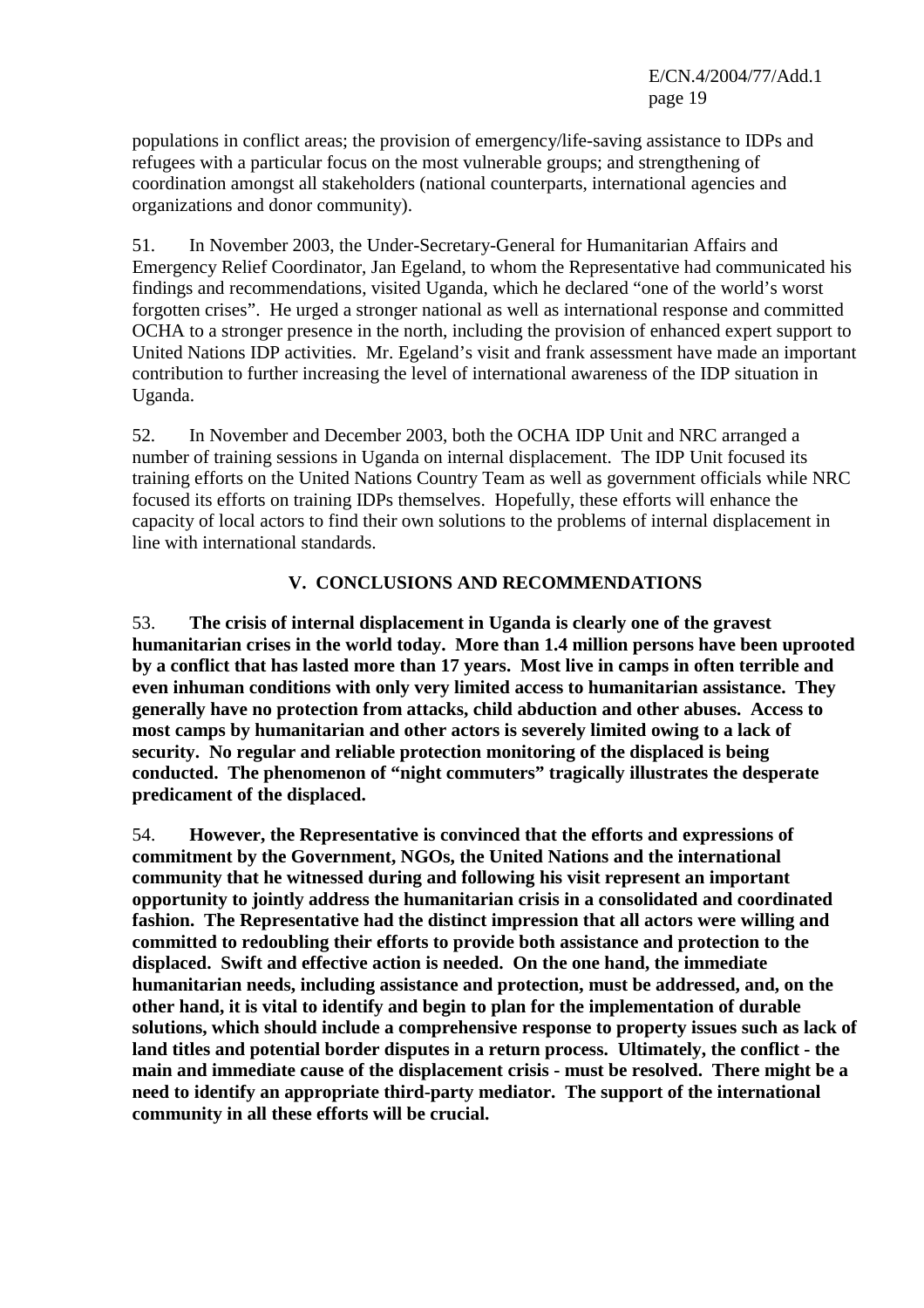populations in conflict areas; the provision of emergency/life-saving assistance to IDPs and refugees with a particular focus on the most vulnerable groups; and strengthening of coordination amongst all stakeholders (national counterparts, international agencies and organizations and donor community).

51. In November 2003, the Under-Secretary-General for Humanitarian Affairs and Emergency Relief Coordinator, Jan Egeland, to whom the Representative had communicated his findings and recommendations, visited Uganda, which he declared "one of the world's worst forgotten crises". He urged a stronger national as well as international response and committed OCHA to a stronger presence in the north, including the provision of enhanced expert support to United Nations IDP activities. Mr. Egeland's visit and frank assessment have made an important contribution to further increasing the level of international awareness of the IDP situation in Uganda.

52. In November and December 2003, both the OCHA IDP Unit and NRC arranged a number of training sessions in Uganda on internal displacement. The IDP Unit focused its training efforts on the United Nations Country Team as well as government officials while NRC focused its efforts on training IDPs themselves. Hopefully, these efforts will enhance the capacity of local actors to find their own solutions to the problems of internal displacement in line with international standards.

## V. CONCLUSIONS AND RECOMMENDATIONS

53. **The crisis of internal displacement in Uganda is clearly one of the gravest humanitarian crises in the world today. More than 1.4 million persons have been uprooted by a conflict that has lasted more than 17 years. Most live in camps in often terrible and even inhuman conditions with only very limited access to humanitarian assistance. They generally have no protection from attacks, child abduction and other abuses. Access to most camps by humanitarian and other actors is severely limited owing to a lack of security. No regular and reliable protection monitoring of the displaced is being conducted. The phenomenon of "night commuters" tragically illustrates the desperate predicament of the displaced.**

54. **However, the Representative is convinced that the efforts and expressions of commitment by the Government, NGOs, the United Nations and the international community that he witnessed during and following his visit represent an important opportunity to jointly address the humanitarian crisis in a consolidated and coordinated fashion. The Representative had the distinct impression that all actors were willing and committed to redoubling their efforts to provide both assistance and protection to the displaced. Swift and effective action is needed. On the one hand, the immediate humanitarian needs, including assistance and protection, must be addressed, and, on the other hand, it is vital to identify and begin to plan for the implementation of durable solutions, which should include a comprehensive response to property issues such as lack of land titles and potential border disputes in a return process. Ultimately, the conflict - the main and immediate cause of the displacement crisis - must be resolved. There might be a need to identify an appropriate third-party mediator. The support of the international community in all these efforts will be crucial.**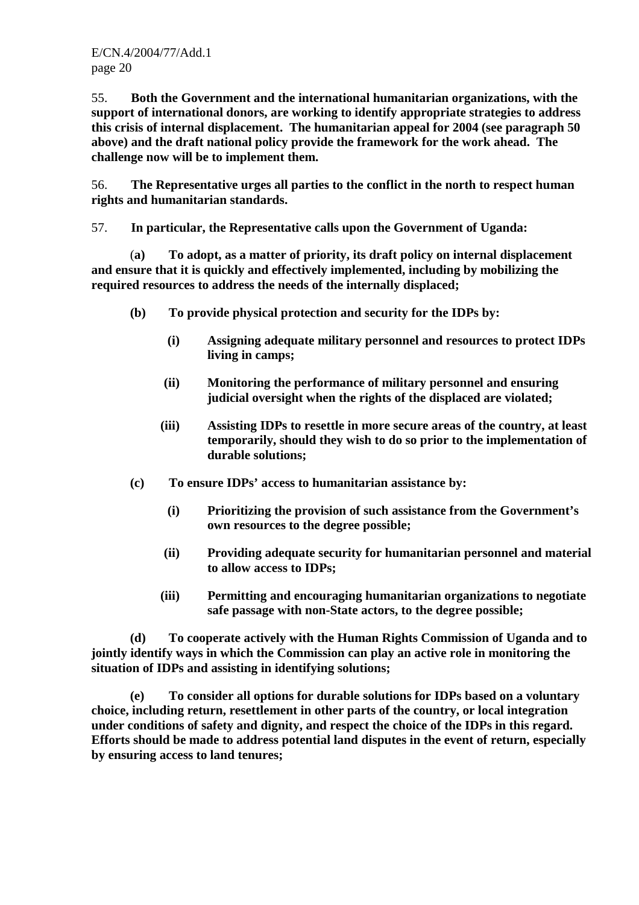55. **Both the Government and the international humanitarian organizations, with the support of international donors, are working to identify appropriate strategies to address this crisis of internal displacement. The humanitarian appeal for 2004 (see paragraph 50 above) and the draft national policy provide the framework for the work ahead. The challenge now will be to implement them.**

56. **The Representative urges all parties to the conflict in the north to respect human rights and humanitarian standards.**

57. **In particular, the Representative calls upon the Government of Uganda:**

(**a) To adopt, as a matter of priority, its draft policy on internal displacement and ensure that it is quickly and effectively implemented, including by mobilizing the required resources to address the needs of the internally displaced;**

**(b) To provide physical protection and security for the IDPs by:**

- **(i) Assigning adequate military personnel and resources to protect IDPs living in camps;**
- **(ii) Monitoring the performance of military personnel and ensuring judicial oversight when the rights of the displaced are violated;**
- **(iii) Assisting IDPs to resettle in more secure areas of the country, at least temporarily, should they wish to do so prior to the implementation of durable solutions;**

**(c) To ensure IDPs' access to humanitarian assistance by:**

- **(i) Prioritizing the provision of such assistance from the Government's own resources to the degree possible;**
- **(ii) Providing adequate security for humanitarian personnel and material to allow access to IDPs;**
- **(iii) Permitting and encouraging humanitarian organizations to negotiate safe passage with non-State actors, to the degree possible;**

**(d) To cooperate actively with the Human Rights Commission of Uganda and to jointly identify ways in which the Commission can play an active role in monitoring the situation of IDPs and assisting in identifying solutions;**

**(e) To consider all options for durable solutions for IDPs based on a voluntary choice, including return, resettlement in other parts of the country, or local integration under conditions of safety and dignity, and respect the choice of the IDPs in this regard. Efforts should be made to address potential land disputes in the event of return, especially by ensuring access to land tenures;**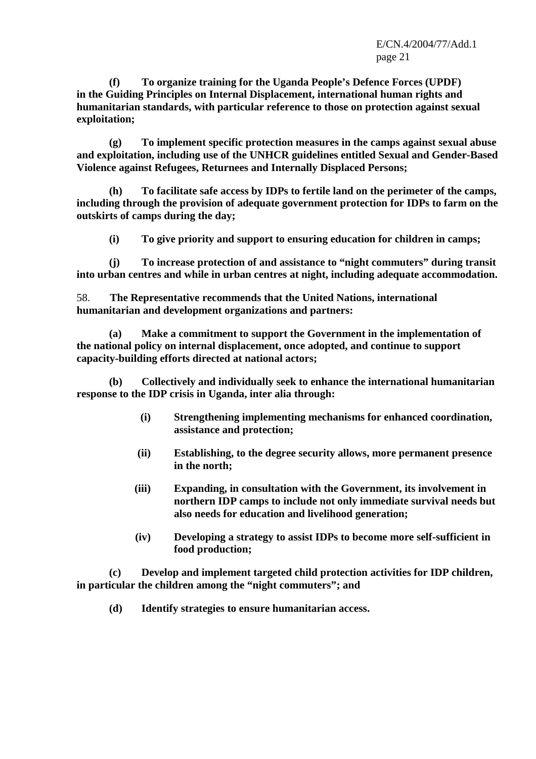**(f) To organize training for the Uganda People's Defence Forces (UPDF) in the Guiding Principles on Internal Displacement, international human rights and humanitarian standards, with particular reference to those on protection against sexual exploitation;**

**(g) To implement specific protection measures in the camps against sexual abuse and exploitation, including use of the UNHCR guidelines entitled Sexual and Gender-Based Violence against Refugees, Returnees and Internally Displaced Persons;**

**(h) To facilitate safe access by IDPs to fertile land on the perimeter of the camps, including through the provision of adequate government protection for IDPs to farm on the outskirts of camps during the day;**

**(i) To give priority and support to ensuring education for children in camps;**

**(j) To increase protection of and assistance to "night commuters" during transit into urban centres and while in urban centres at night, including adequate accommodation.**

58. **The Representative recommends that the United Nations, international humanitarian and development organizations and partners:**

**(a) Make a commitment to support the Government in the implementation of the national policy on internal displacement, once adopted, and continue to support capacity-building efforts directed at national actors;**

**(b) Collectively and individually seek to enhance the international humanitarian response to the IDP crisis in Uganda, inter alia through:**

- **(i) Strengthening implementing mechanisms for enhanced coordination, assistance and protection;**
- **(ii) Establishing, to the degree security allows, more permanent presence in the north;**
- **(iii) Expanding, in consultation with the Government, its involvement in northern IDP camps to include not only immediate survival needs but also needs for education and livelihood generation;**
- **(iv) Developing a strategy to assist IDPs to become more self-sufficient in food production;**

**(c) Develop and implement targeted child protection activities for IDP children, in particular the children among the "night commuters"; and**

**(d) Identify strategies to ensure humanitarian access.**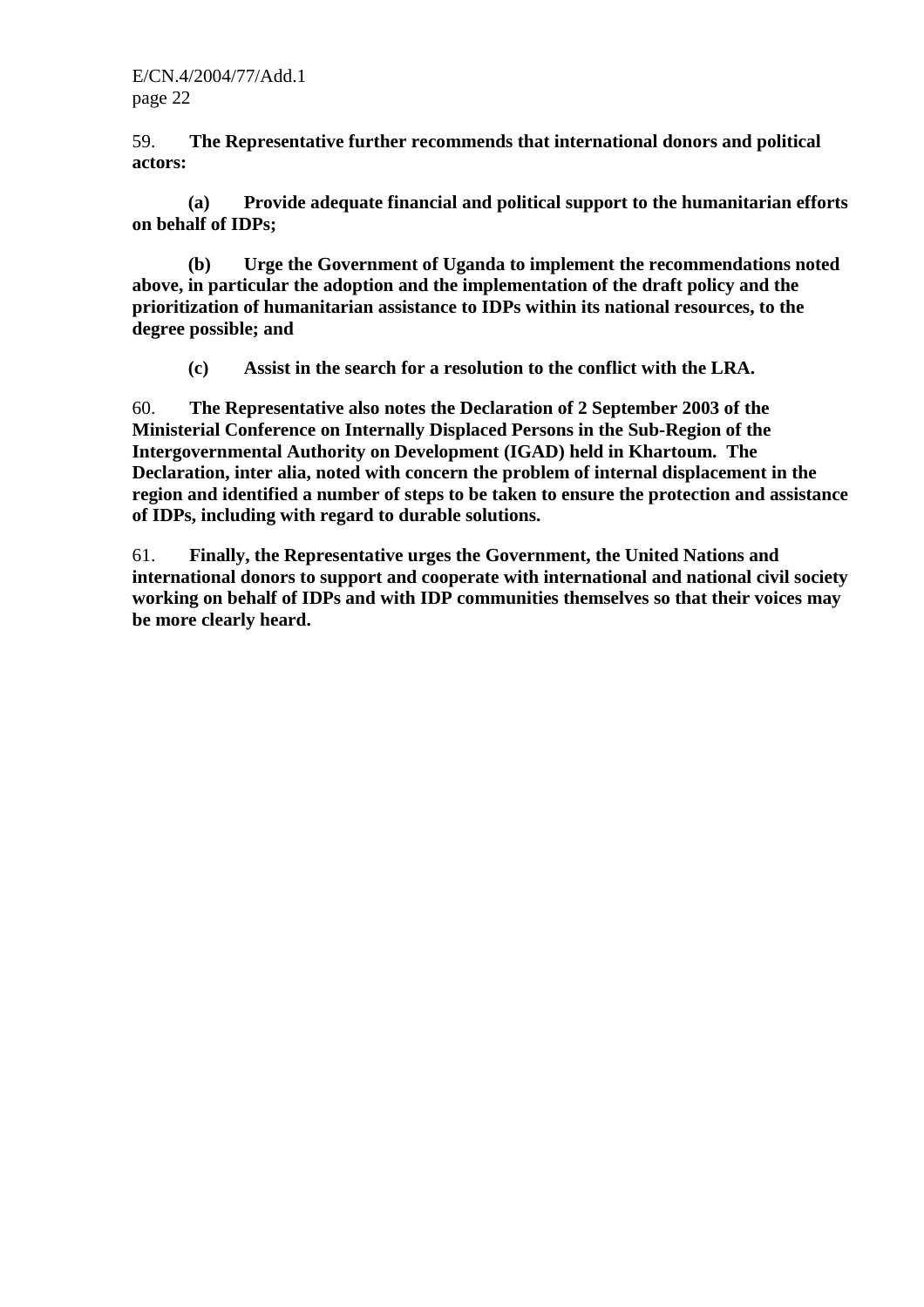59. **The Representative further recommends that international donors and political actors:**

**(a) Provide adequate financial and political support to the humanitarian efforts on behalf of IDPs;**

**(b) Urge the Government of Uganda to implement the recommendations noted above, in particular the adoption and the implementation of the draft policy and the prioritization of humanitarian assistance to IDPs within its national resources, to the degree possible; and**

**(c) Assist in the search for a resolution to the conflict with the LRA.**

60. **The Representative also notes the Declaration of 2 September 2003 of the Ministerial Conference on Internally Displaced Persons in the Sub-Region of the Intergovernmental Authority on Development (IGAD) held in Khartoum. The Declaration, inter alia, noted with concern the problem of internal displacement in the region and identified a number of steps to be taken to ensure the protection and assistance of IDPs, including with regard to durable solutions.**

61. **Finally, the Representative urges the Government, the United Nations and international donors to support and cooperate with international and national civil society working on behalf of IDPs and with IDP communities themselves so that their voices may be more clearly heard.**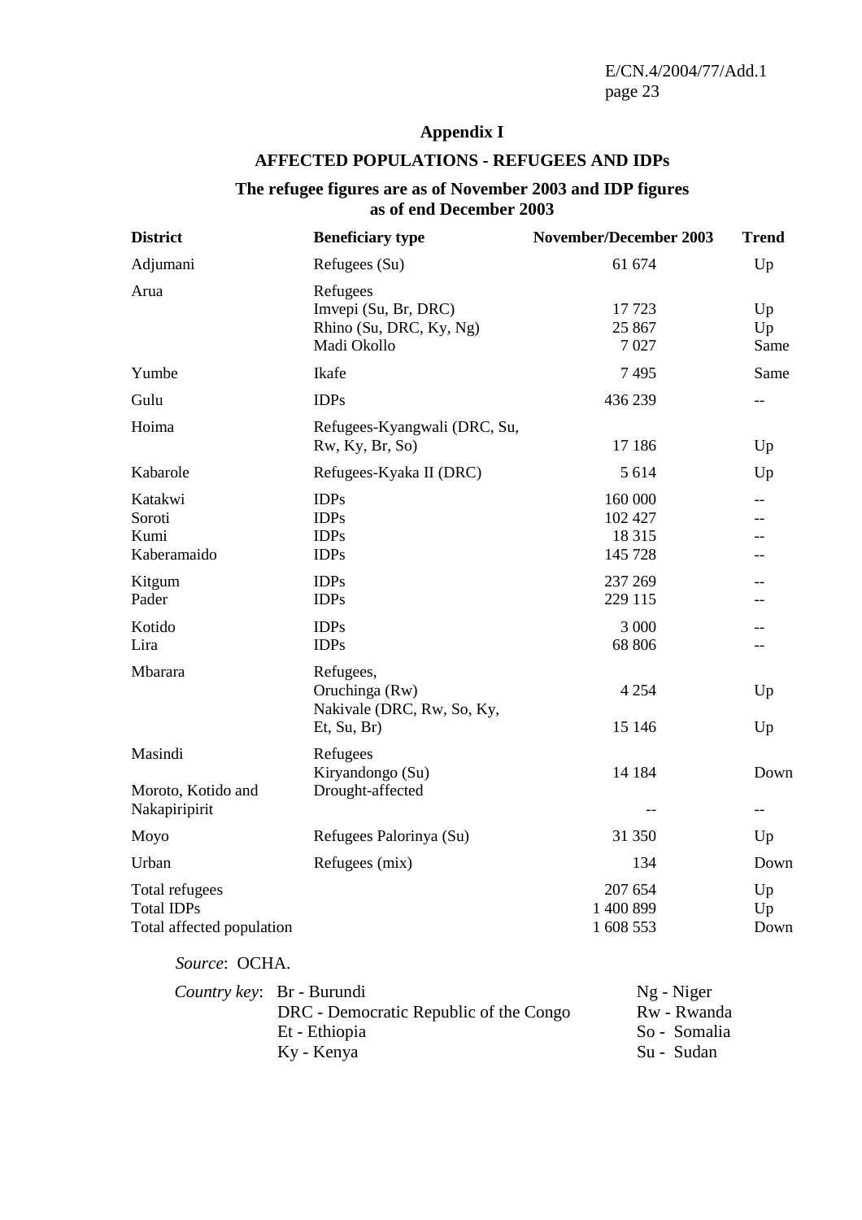## Appendix I

### AFFECTED POPULATIONS - REFUGEES AND IDPs

### The refugee figures are as of November 2003 and IDP figures as of end December 2003

| District | Beneficiary type | November/December 2003 | Trend |
|---|---|---|---|
| Adjumani | Refugees (Su) | 61 674 | Up |
| Arua | Refugees | | |
| | Imvepi (Su, Br, DRC) | 17 723 | Up |
| | Rhino (Su, DRC, Ky, Ng) | 25 867 | Up |
| | Madi Okollo | 7 027 | Same |
| Yumbe | Ikafe | 7 495 | Same |
| Gulu | IDPs | 436 239 | -- |
| Hoima | Refugees-Kyangwali (DRC, Su, Rw, Ky, Br, So) | 17 186 | Up |
| Kabarole | Refugees-Kyaka II (DRC) | 5 614 | Up |
| Katakwi | IDPs | 160 000 | -- |
| Soroti | IDPs | 102 427 | -- |
| Kumi | IDPs | 18 315 | -- |
| Kaberamaido | IDPs | 145 728 | -- |
| Kitgum | IDPs | 237 269 | -- |
| Pader | IDPs | 229 115 | -- |
| Kotido | IDPs | 3 000 | -- |
| Lira | IDPs | 68 806 | -- |
| Mbarara | Refugees, | | |
| | Oruchinga (Rw) | 4 254 | Up |
| | Nakivale (DRC, Rw, So, Ky, Et, Su, Br) | 15 146 | Up |
| Masindi | Refugees | | |
| | Kiryandongo (Su) | 14 184 | Down |
| Moroto, Kotido and Nakapiripirit | Drought-affected | -- | -- |
| Moyo | Refugees Palorinya (Su) | 31 350 | Up |
| Urban | Refugees (mix) | 134 | Down |
| Total refugees | | 207 654 | Up |
| Total IDPs | | 1 400 899 | Up |
| Total affected population | | 1 608 553 | Down |

*Source*: OCHA.

*Country key*:

- Br - Burundi
- DRC - Democratic Republic of the Congo
- Et - Ethiopia
- Ky - Kenya
- Ng - Niger
- Rw - Rwanda
- So - Somalia
- Su - Sudan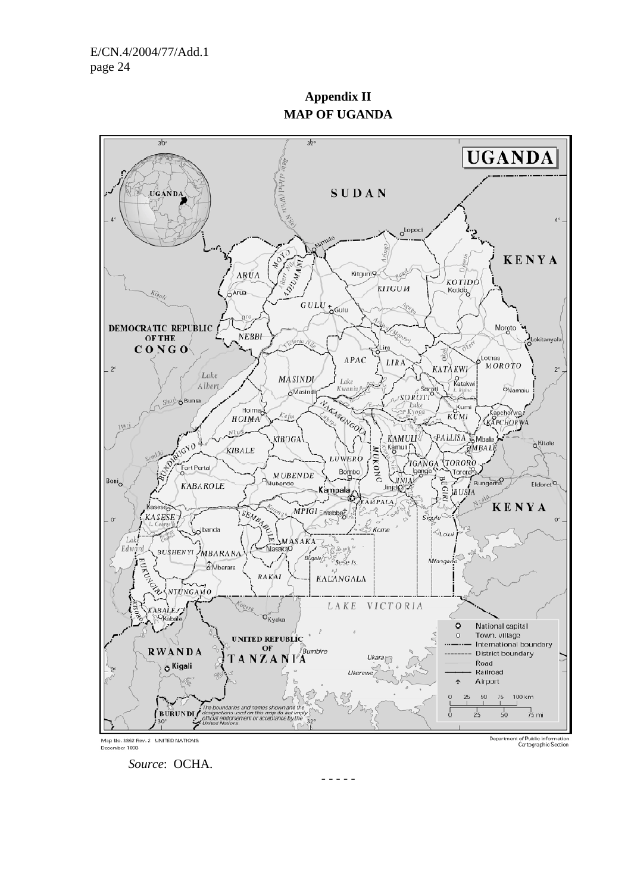## Appendix II

## MAP OF UGANDA

UGANDA

SUDAN

KENYA

DEMOCRATIC REPUBLIC OF THE CONGO

UNITED REPUBLIC OF TANZANIA

RWANDA

BURUNDI

LAKE VICTORIA

National capital
Town, village
International boundary
District boundary
Road
Railroad
Airport

0 25 50 75 100 km
0 25 50 75 mi

The boundaries and names shown and the designations used on this map do not imply official endorsement or acceptance by the United Nations.

Map No. 3862 Rev. 2 UNITED NATIONS
December 1999

Department of Public Information
Cartographic Section

*Source*: OCHA.

- - - - -